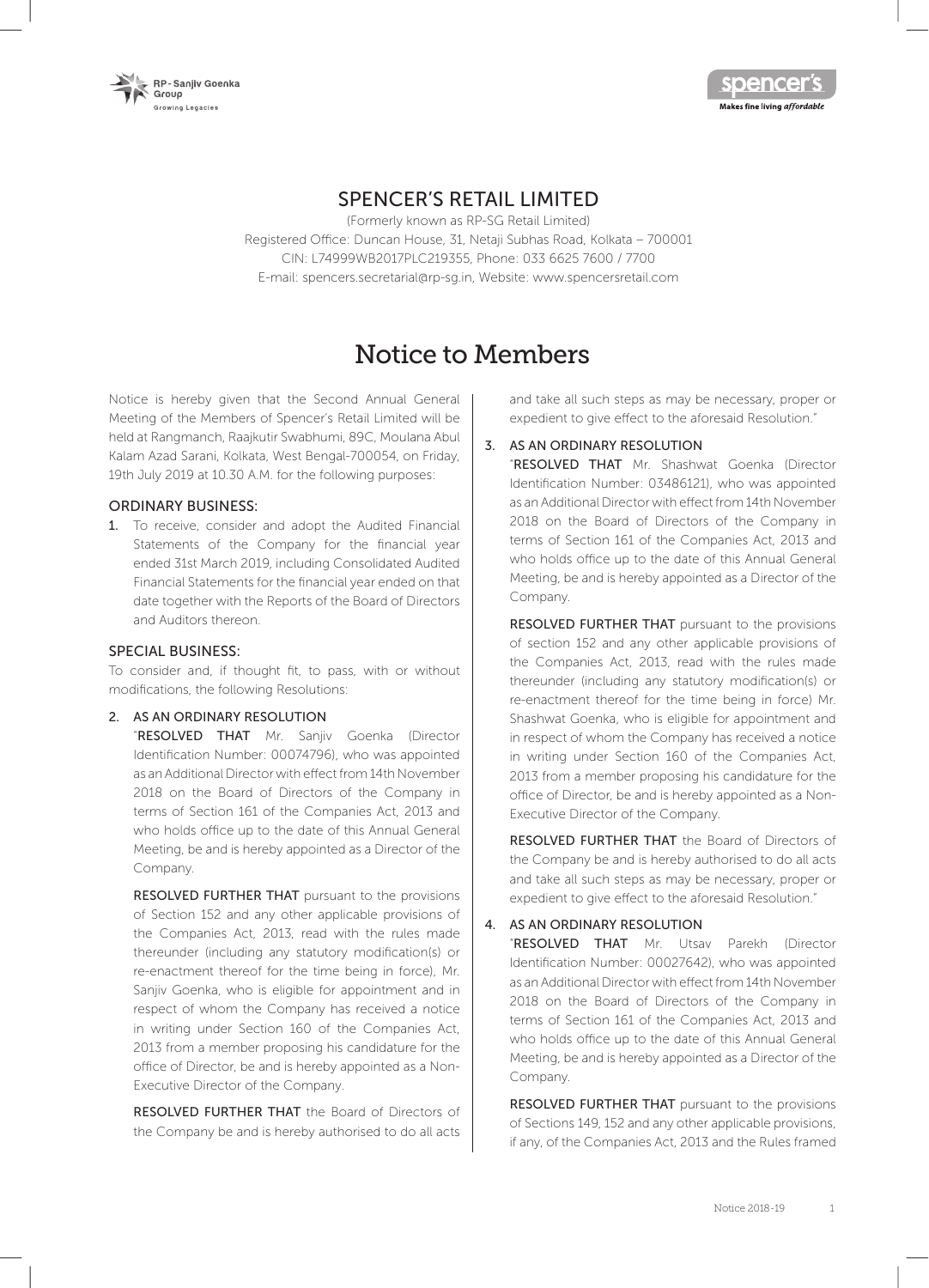# SPENCER'S RETAIL LIMITED

(Formerly known as RP-SG Retail Limited)
Registered Office: Duncan House, 31, Netaji Subhas Road, Kolkata – 700001
CIN: L74999WB2017PLC219355, Phone: 033 6625 7600 / 7700
E-mail: spencers.secretarial@rp-sg.in, Website: www.spencersretail.com

# Notice to Members

Notice is hereby given that the Second Annual General Meeting of the Members of Spencer's Retail Limited will be held at Rangmanch, Raajkutir Swabhumi, 89C, Moulana Abul Kalam Azad Sarani, Kolkata, West Bengal-700054, on Friday, 19th July 2019 at 10.30 A.M. for the following purposes:

## ORDINARY BUSINESS:

1. To receive, consider and adopt the Audited Financial Statements of the Company for the financial year ended 31st March 2019, including Consolidated Audited Financial Statements for the financial year ended on that date together with the Reports of the Board of Directors and Auditors thereon.

## SPECIAL BUSINESS:

To consider and, if thought fit, to pass, with or without modifications, the following Resolutions:

2. AS AN ORDINARY RESOLUTION

   "**RESOLVED THAT** Mr. Sanjiv Goenka (Director Identification Number: 00074796), who was appointed as an Additional Director with effect from 14th November 2018 on the Board of Directors of the Company in terms of Section 161 of the Companies Act, 2013 and who holds office up to the date of this Annual General Meeting, be and is hereby appointed as a Director of the Company.

   **RESOLVED FURTHER THAT** pursuant to the provisions of Section 152 and any other applicable provisions of the Companies Act, 2013, read with the rules made thereunder (including any statutory modification(s) or re-enactment thereof for the time being in force), Mr. Sanjiv Goenka, who is eligible for appointment and in respect of whom the Company has received a notice in writing under Section 160 of the Companies Act, 2013 from a member proposing his candidature for the office of Director, be and is hereby appointed as a Non-Executive Director of the Company.

   **RESOLVED FURTHER THAT** the Board of Directors of the Company be and is hereby authorised to do all acts and take all such steps as may be necessary, proper or expedient to give effect to the aforesaid Resolution."

3. AS AN ORDINARY RESOLUTION

   "**RESOLVED THAT** Mr. Shashwat Goenka (Director Identification Number: 03486121), who was appointed as an Additional Director with effect from 14th November 2018 on the Board of Directors of the Company in terms of Section 161 of the Companies Act, 2013 and who holds office up to the date of this Annual General Meeting, be and is hereby appointed as a Director of the Company.

   **RESOLVED FURTHER THAT** pursuant to the provisions of section 152 and any other applicable provisions of the Companies Act, 2013, read with the rules made thereunder (including any statutory modification(s) or re-enactment thereof for the time being in force) Mr. Shashwat Goenka, who is eligible for appointment and in respect of whom the Company has received a notice in writing under Section 160 of the Companies Act, 2013 from a member proposing his candidature for the office of Director, be and is hereby appointed as a Non-Executive Director of the Company.

   **RESOLVED FURTHER THAT** the Board of Directors of the Company be and is hereby authorised to do all acts and take all such steps as may be necessary, proper or expedient to give effect to the aforesaid Resolution."

4. AS AN ORDINARY RESOLUTION

   "**RESOLVED THAT** Mr. Utsav Parekh (Director Identification Number: 00027642), who was appointed as an Additional Director with effect from 14th November 2018 on the Board of Directors of the Company in terms of Section 161 of the Companies Act, 2013 and who holds office up to the date of this Annual General Meeting, be and is hereby appointed as a Director of the Company.

   **RESOLVED FURTHER THAT** pursuant to the provisions of Sections 149, 152 and any other applicable provisions, if any, of the Companies Act, 2013 and the Rules framed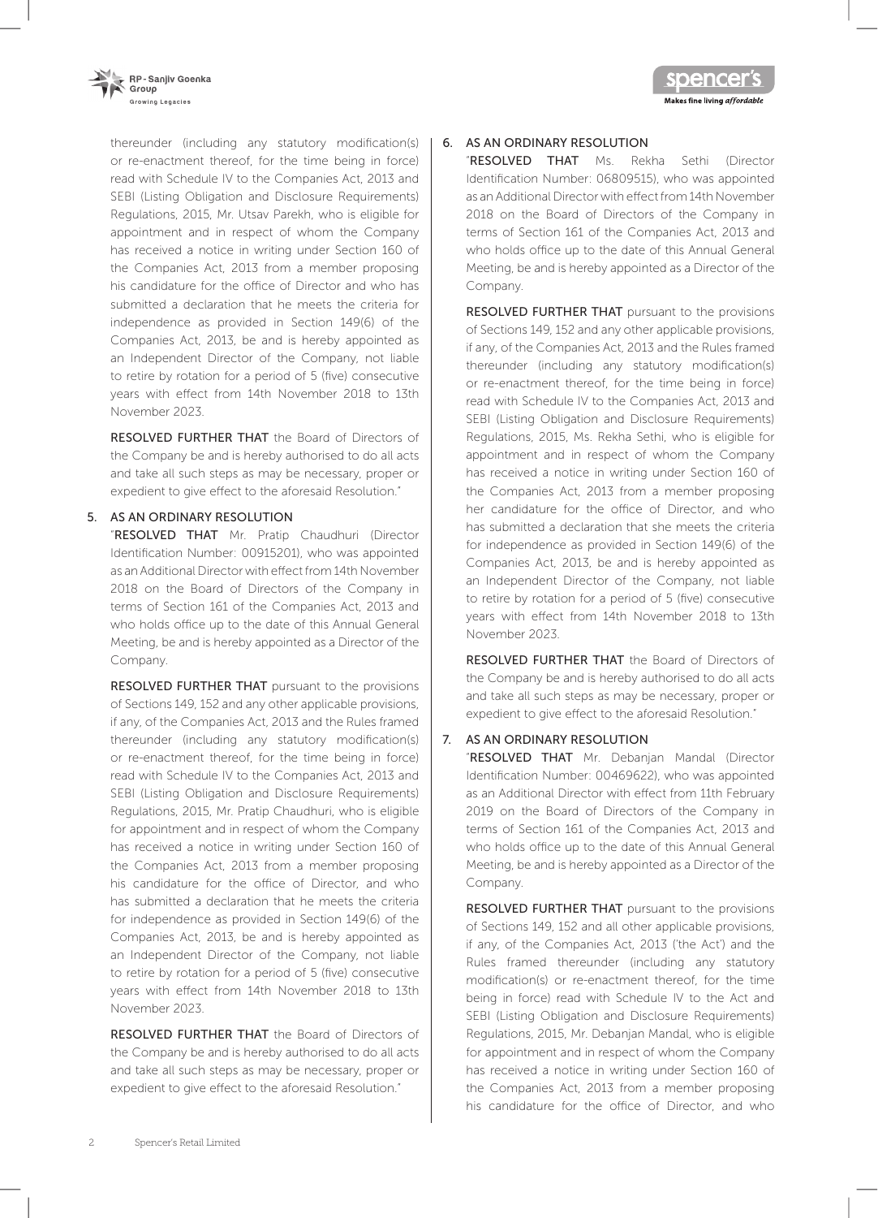thereunder (including any statutory modification(s) or re-enactment thereof, for the time being in force) read with Schedule IV to the Companies Act, 2013 and SEBI (Listing Obligation and Disclosure Requirements) Regulations, 2015, Mr. Utsav Parekh, who is eligible for appointment and in respect of whom the Company has received a notice in writing under Section 160 of the Companies Act, 2013 from a member proposing his candidature for the office of Director and who has submitted a declaration that he meets the criteria for independence as provided in Section 149(6) of the Companies Act, 2013, be and is hereby appointed as an Independent Director of the Company, not liable to retire by rotation for a period of 5 (five) consecutive years with effect from 14th November 2018 to 13th November 2023.

**RESOLVED FURTHER THAT** the Board of Directors of the Company be and is hereby authorised to do all acts and take all such steps as may be necessary, proper or expedient to give effect to the aforesaid Resolution."

5. AS AN ORDINARY RESOLUTION

"**RESOLVED THAT** Mr. Pratip Chaudhuri (Director Identification Number: 00915201), who was appointed as an Additional Director with effect from 14th November 2018 on the Board of Directors of the Company in terms of Section 161 of the Companies Act, 2013 and who holds office up to the date of this Annual General Meeting, be and is hereby appointed as a Director of the Company.

**RESOLVED FURTHER THAT** pursuant to the provisions of Sections 149, 152 and any other applicable provisions, if any, of the Companies Act, 2013 and the Rules framed thereunder (including any statutory modification(s) or re-enactment thereof, for the time being in force) read with Schedule IV to the Companies Act, 2013 and SEBI (Listing Obligation and Disclosure Requirements) Regulations, 2015, Mr. Pratip Chaudhuri, who is eligible for appointment and in respect of whom the Company has received a notice in writing under Section 160 of the Companies Act, 2013 from a member proposing his candidature for the office of Director, and who has submitted a declaration that he meets the criteria for independence as provided in Section 149(6) of the Companies Act, 2013, be and is hereby appointed as an Independent Director of the Company, not liable to retire by rotation for a period of 5 (five) consecutive years with effect from 14th November 2018 to 13th November 2023.

**RESOLVED FURTHER THAT** the Board of Directors of the Company be and is hereby authorised to do all acts and take all such steps as may be necessary, proper or expedient to give effect to the aforesaid Resolution."

6. AS AN ORDINARY RESOLUTION

"**RESOLVED THAT** Ms. Rekha Sethi (Director Identification Number: 06809515), who was appointed as an Additional Director with effect from 14th November 2018 on the Board of Directors of the Company in terms of Section 161 of the Companies Act, 2013 and who holds office up to the date of this Annual General Meeting, be and is hereby appointed as a Director of the Company.

**RESOLVED FURTHER THAT** pursuant to the provisions of Sections 149, 152 and any other applicable provisions, if any, of the Companies Act, 2013 and the Rules framed thereunder (including any statutory modification(s) or re-enactment thereof, for the time being in force) read with Schedule IV to the Companies Act, 2013 and SEBI (Listing Obligation and Disclosure Requirements) Regulations, 2015, Ms. Rekha Sethi, who is eligible for appointment and in respect of whom the Company has received a notice in writing under Section 160 of the Companies Act, 2013 from a member proposing her candidature for the office of Director, and who has submitted a declaration that she meets the criteria for independence as provided in Section 149(6) of the Companies Act, 2013, be and is hereby appointed as an Independent Director of the Company, not liable to retire by rotation for a period of 5 (five) consecutive years with effect from 14th November 2018 to 13th November 2023.

**RESOLVED FURTHER THAT** the Board of Directors of the Company be and is hereby authorised to do all acts and take all such steps as may be necessary, proper or expedient to give effect to the aforesaid Resolution."

7. AS AN ORDINARY RESOLUTION

"**RESOLVED THAT** Mr. Debanjan Mandal (Director Identification Number: 00469622), who was appointed as an Additional Director with effect from 11th February 2019 on the Board of Directors of the Company in terms of Section 161 of the Companies Act, 2013 and who holds office up to the date of this Annual General Meeting, be and is hereby appointed as a Director of the Company.

**RESOLVED FURTHER THAT** pursuant to the provisions of Sections 149, 152 and all other applicable provisions, if any, of the Companies Act, 2013 ('the Act') and the Rules framed thereunder (including any statutory modification(s) or re-enactment thereof, for the time being in force) read with Schedule IV to the Act and SEBI (Listing Obligation and Disclosure Requirements) Regulations, 2015, Mr. Debanjan Mandal, who is eligible for appointment and in respect of whom the Company has received a notice in writing under Section 160 of the Companies Act, 2013 from a member proposing his candidature for the office of Director, and who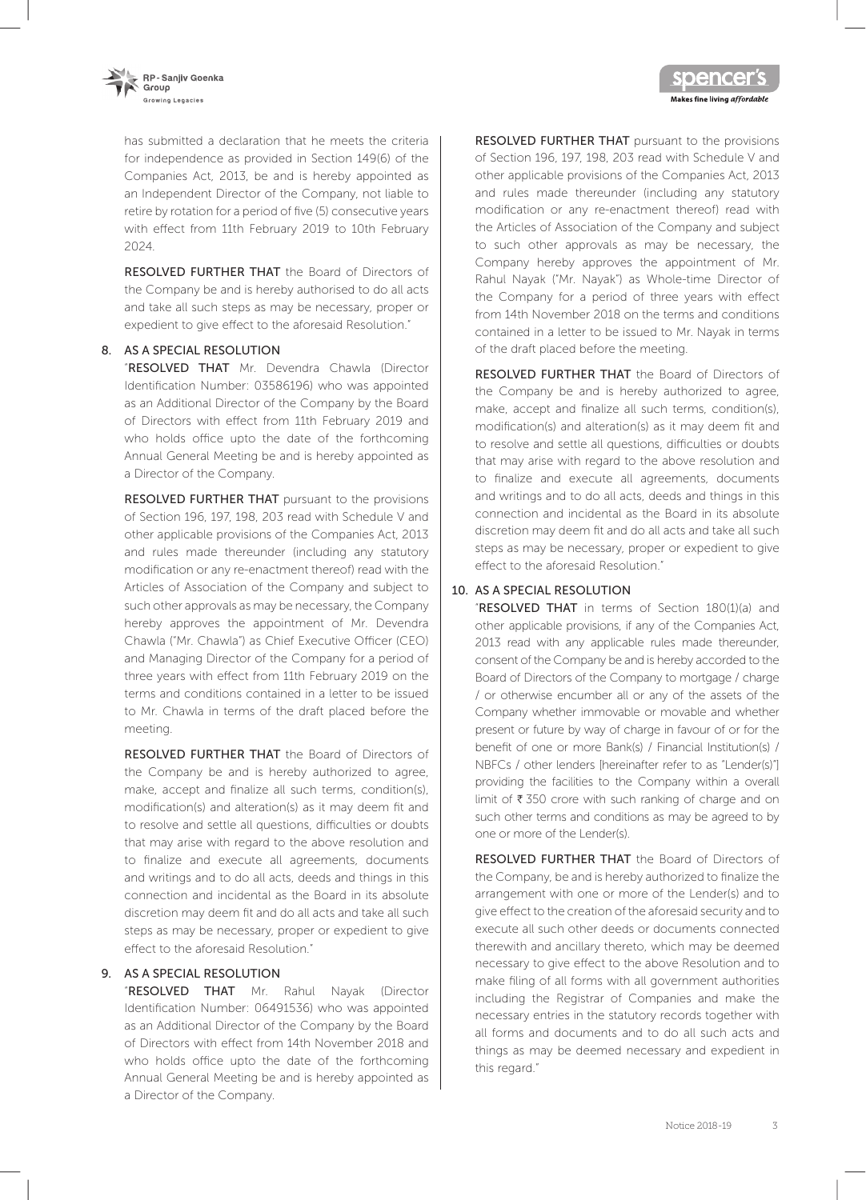has submitted a declaration that he meets the criteria for independence as provided in Section 149(6) of the Companies Act, 2013, be and is hereby appointed as an Independent Director of the Company, not liable to retire by rotation for a period of five (5) consecutive years with effect from 11th February 2019 to 10th February 2024.

**RESOLVED FURTHER THAT** the Board of Directors of the Company be and is hereby authorised to do all acts and take all such steps as may be necessary, proper or expedient to give effect to the aforesaid Resolution."

8. AS A SPECIAL RESOLUTION

"**RESOLVED THAT** Mr. Devendra Chawla (Director Identification Number: 03586196) who was appointed as an Additional Director of the Company by the Board of Directors with effect from 11th February 2019 and who holds office upto the date of the forthcoming Annual General Meeting be and is hereby appointed as a Director of the Company.

**RESOLVED FURTHER THAT** pursuant to the provisions of Section 196, 197, 198, 203 read with Schedule V and other applicable provisions of the Companies Act, 2013 and rules made thereunder (including any statutory modification or any re-enactment thereof) read with the Articles of Association of the Company and subject to such other approvals as may be necessary, the Company hereby approves the appointment of Mr. Devendra Chawla ("Mr. Chawla") as Chief Executive Officer (CEO) and Managing Director of the Company for a period of three years with effect from 11th February 2019 on the terms and conditions contained in a letter to be issued to Mr. Chawla in terms of the draft placed before the meeting.

**RESOLVED FURTHER THAT** the Board of Directors of the Company be and is hereby authorized to agree, make, accept and finalize all such terms, condition(s), modification(s) and alteration(s) as it may deem fit and to resolve and settle all questions, difficulties or doubts that may arise with regard to the above resolution and to finalize and execute all agreements, documents and writings and to do all acts, deeds and things in this connection and incidental as the Board in its absolute discretion may deem fit and do all acts and take all such steps as may be necessary, proper or expedient to give effect to the aforesaid Resolution."

9. AS A SPECIAL RESOLUTION

"**RESOLVED THAT** Mr. Rahul Nayak (Director Identification Number: 06491536) who was appointed as an Additional Director of the Company by the Board of Directors with effect from 14th November 2018 and who holds office upto the date of the forthcoming Annual General Meeting be and is hereby appointed as a Director of the Company.

**RESOLVED FURTHER THAT** pursuant to the provisions of Section 196, 197, 198, 203 read with Schedule V and other applicable provisions of the Companies Act, 2013 and rules made thereunder (including any statutory modification or any re-enactment thereof) read with the Articles of Association of the Company and subject to such other approvals as may be necessary, the Company hereby approves the appointment of Mr. Rahul Nayak ("Mr. Nayak") as Whole-time Director of the Company for a period of three years with effect from 14th November 2018 on the terms and conditions contained in a letter to be issued to Mr. Nayak in terms of the draft placed before the meeting.

**RESOLVED FURTHER THAT** the Board of Directors of the Company be and is hereby authorized to agree, make, accept and finalize all such terms, condition(s), modification(s) and alteration(s) as it may deem fit and to resolve and settle all questions, difficulties or doubts that may arise with regard to the above resolution and to finalize and execute all agreements, documents and writings and to do all acts, deeds and things in this connection and incidental as the Board in its absolute discretion may deem fit and do all acts and take all such steps as may be necessary, proper or expedient to give effect to the aforesaid Resolution."

10. AS A SPECIAL RESOLUTION

"**RESOLVED THAT** in terms of Section 180(1)(a) and other applicable provisions, if any of the Companies Act, 2013 read with any applicable rules made thereunder, consent of the Company be and is hereby accorded to the Board of Directors of the Company to mortgage / charge / or otherwise encumber all or any of the assets of the Company whether immovable or movable and whether present or future by way of charge in favour of or for the benefit of one or more Bank(s) / Financial Institution(s) / NBFCs / other lenders [hereinafter refer to as "Lender(s)"] providing the facilities to the Company within a overall limit of ₹ 350 crore with such ranking of charge and on such other terms and conditions as may be agreed to by one or more of the Lender(s).

**RESOLVED FURTHER THAT** the Board of Directors of the Company, be and is hereby authorized to finalize the arrangement with one or more of the Lender(s) and to give effect to the creation of the aforesaid security and to execute all such other deeds or documents connected therewith and ancillary thereto, which may be deemed necessary to give effect to the above Resolution and to make filing of all forms with all government authorities including the Registrar of Companies and make the necessary entries in the statutory records together with all forms and documents and to do all such acts and things as may be deemed necessary and expedient in this regard."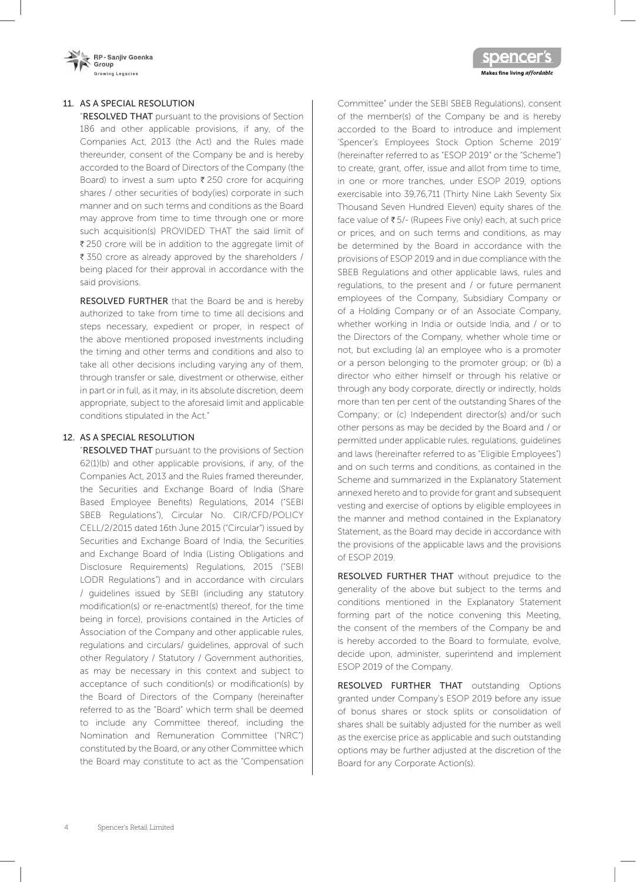11. AS A SPECIAL RESOLUTION

"**RESOLVED THAT** pursuant to the provisions of Section 186 and other applicable provisions, if any, of the Companies Act, 2013 (the Act) and the Rules made thereunder, consent of the Company be and is hereby accorded to the Board of Directors of the Company (the Board) to invest a sum upto ₹ 250 crore for acquiring shares / other securities of body(ies) corporate in such manner and on such terms and conditions as the Board may approve from time to time through one or more such acquisition(s) PROVIDED THAT the said limit of ₹ 250 crore will be in addition to the aggregate limit of ₹ 350 crore as already approved by the shareholders / being placed for their approval in accordance with the said provisions.

**RESOLVED FURTHER** that the Board be and is hereby authorized to take from time to time all decisions and steps necessary, expedient or proper, in respect of the above mentioned proposed investments including the timing and other terms and conditions and also to take all other decisions including varying any of them, through transfer or sale, divestment or otherwise, either in part or in full, as it may, in its absolute discretion, deem appropriate, subject to the aforesaid limit and applicable conditions stipulated in the Act."

12. AS A SPECIAL RESOLUTION

"**RESOLVED THAT** pursuant to the provisions of Section 62(1)(b) and other applicable provisions, if any, of the Companies Act, 2013 and the Rules framed thereunder, the Securities and Exchange Board of India (Share Based Employee Benefits) Regulations, 2014 ("SEBI SBEB Regulations"), Circular No. CIR/CFD/POLICY CELL/2/2015 dated 16th June 2015 ("Circular") issued by Securities and Exchange Board of India, the Securities and Exchange Board of India (Listing Obligations and Disclosure Requirements) Regulations, 2015 ("SEBI LODR Regulations") and in accordance with circulars / guidelines issued by SEBI (including any statutory modification(s) or re-enactment(s) thereof, for the time being in force), provisions contained in the Articles of Association of the Company and other applicable rules, regulations and circulars/ guidelines, approval of such other Regulatory / Statutory / Government authorities, as may be necessary in this context and subject to acceptance of such condition(s) or modification(s) by the Board of Directors of the Company (hereinafter referred to as the "Board" which term shall be deemed to include any Committee thereof, including the Nomination and Remuneration Committee ("NRC") constituted by the Board, or any other Committee which the Board may constitute to act as the "Compensation Committee" under the SEBI SBEB Regulations), consent of the member(s) of the Company be and is hereby accorded to the Board to introduce and implement 'Spencer's Employees Stock Option Scheme 2019' (hereinafter referred to as "ESOP 2019" or the "Scheme") to create, grant, offer, issue and allot from time to time, in one or more tranches, under ESOP 2019, options exercisable into 39,76,711 (Thirty Nine Lakh Seventy Six Thousand Seven Hundred Eleven) equity shares of the face value of ₹ 5/- (Rupees Five only) each, at such price or prices, and on such terms and conditions, as may be determined by the Board in accordance with the provisions of ESOP 2019 and in due compliance with the SBEB Regulations and other applicable laws, rules and regulations, to the present and / or future permanent employees of the Company, Subsidiary Company or of a Holding Company or of an Associate Company, whether working in India or outside India, and / or to the Directors of the Company, whether whole time or not, but excluding (a) an employee who is a promoter or a person belonging to the promoter group; or (b) a director who either himself or through his relative or through any body corporate, directly or indirectly, holds more than ten per cent of the outstanding Shares of the Company; or (c) Independent director(s) and/or such other persons as may be decided by the Board and / or permitted under applicable rules, regulations, guidelines and laws (hereinafter referred to as "Eligible Employees") and on such terms and conditions, as contained in the Scheme and summarized in the Explanatory Statement annexed hereto and to provide for grant and subsequent vesting and exercise of options by eligible employees in the manner and method contained in the Explanatory Statement, as the Board may decide in accordance with the provisions of the applicable laws and the provisions of ESOP 2019.

**RESOLVED FURTHER THAT** without prejudice to the generality of the above but subject to the terms and conditions mentioned in the Explanatory Statement forming part of the notice convening this Meeting, the consent of the members of the Company be and is hereby accorded to the Board to formulate, evolve, decide upon, administer, superintend and implement ESOP 2019 of the Company.

**RESOLVED FURTHER THAT** outstanding Options granted under Company's ESOP 2019 before any issue of bonus shares or stock splits or consolidation of shares shall be suitably adjusted for the number as well as the exercise price as applicable and such outstanding options may be further adjusted at the discretion of the Board for any Corporate Action(s).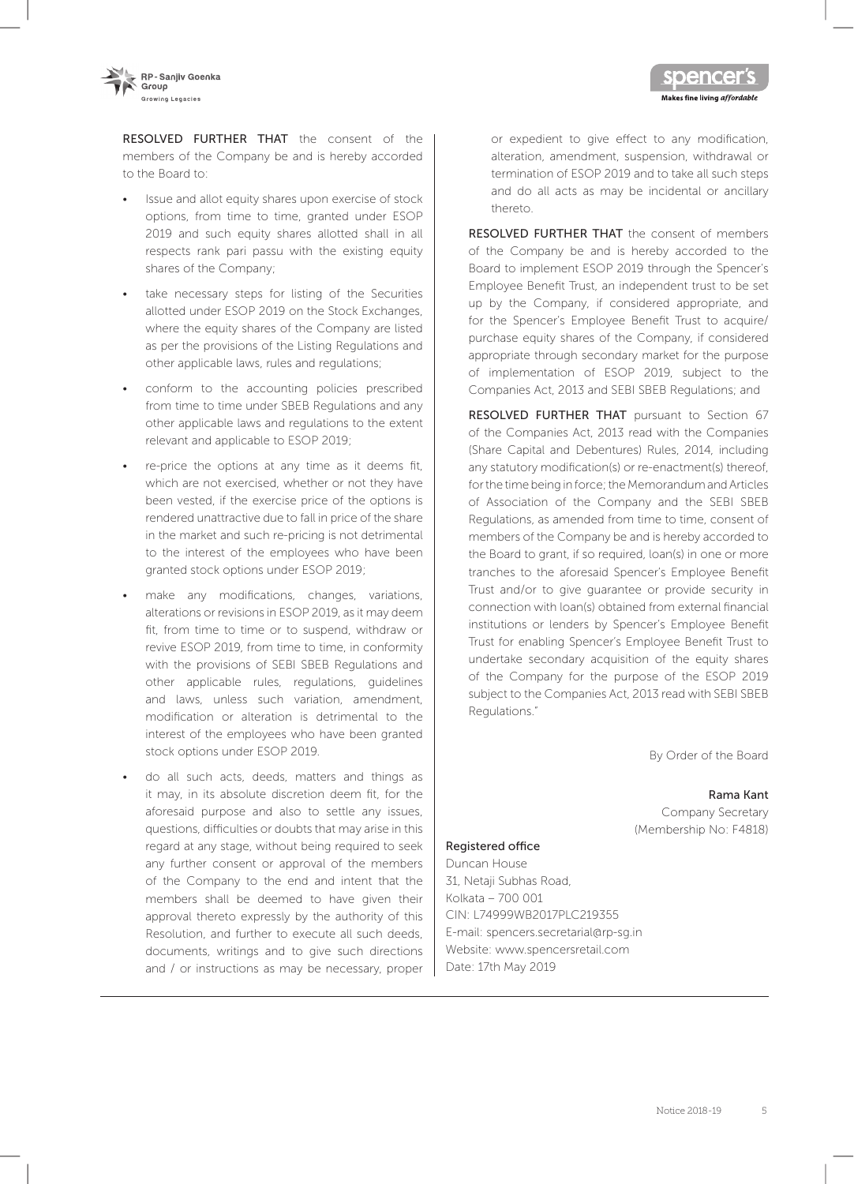**RESOLVED FURTHER THAT** the consent of the members of the Company be and is hereby accorded to the Board to:

- Issue and allot equity shares upon exercise of stock options, from time to time, granted under ESOP 2019 and such equity shares allotted shall in all respects rank pari passu with the existing equity shares of the Company;
- take necessary steps for listing of the Securities allotted under ESOP 2019 on the Stock Exchanges, where the equity shares of the Company are listed as per the provisions of the Listing Regulations and other applicable laws, rules and regulations;
- conform to the accounting policies prescribed from time to time under SBEB Regulations and any other applicable laws and regulations to the extent relevant and applicable to ESOP 2019;
- re-price the options at any time as it deems fit, which are not exercised, whether or not they have been vested, if the exercise price of the options is rendered unattractive due to fall in price of the share in the market and such re-pricing is not detrimental to the interest of the employees who have been granted stock options under ESOP 2019;
- make any modifications, changes, variations, alterations or revisions in ESOP 2019, as it may deem fit, from time to time or to suspend, withdraw or revive ESOP 2019, from time to time, in conformity with the provisions of SEBI SBEB Regulations and other applicable rules, regulations, guidelines and laws, unless such variation, amendment, modification or alteration is detrimental to the interest of the employees who have been granted stock options under ESOP 2019.
- do all such acts, deeds, matters and things as it may, in its absolute discretion deem fit, for the aforesaid purpose and also to settle any issues, questions, difficulties or doubts that may arise in this regard at any stage, without being required to seek any further consent or approval of the members of the Company to the end and intent that the members shall be deemed to have given their approval thereto expressly by the authority of this Resolution, and further to execute all such deeds, documents, writings and to give such directions and / or instructions as may be necessary, proper or expedient to give effect to any modification, alteration, amendment, suspension, withdrawal or termination of ESOP 2019 and to take all such steps and do all acts as may be incidental or ancillary thereto.

**RESOLVED FURTHER THAT** the consent of members of the Company be and is hereby accorded to the Board to implement ESOP 2019 through the Spencer's Employee Benefit Trust, an independent trust to be set up by the Company, if considered appropriate, and for the Spencer's Employee Benefit Trust to acquire/ purchase equity shares of the Company, if considered appropriate through secondary market for the purpose of implementation of ESOP 2019, subject to the Companies Act, 2013 and SEBI SBEB Regulations; and

**RESOLVED FURTHER THAT** pursuant to Section 67 of the Companies Act, 2013 read with the Companies (Share Capital and Debentures) Rules, 2014, including any statutory modification(s) or re-enactment(s) thereof, for the time being in force; the Memorandum and Articles of Association of the Company and the SEBI SBEB Regulations, as amended from time to time, consent of members of the Company be and is hereby accorded to the Board to grant, if so required, loan(s) in one or more tranches to the aforesaid Spencer's Employee Benefit Trust and/or to give guarantee or provide security in connection with loan(s) obtained from external financial institutions or lenders by Spencer's Employee Benefit Trust for enabling Spencer's Employee Benefit Trust to undertake secondary acquisition of the equity shares of the Company for the purpose of the ESOP 2019 subject to the Companies Act, 2013 read with SEBI SBEB Regulations."

By Order of the Board

**Rama Kant**
Company Secretary
(Membership No: F4818)

**Registered office**
Duncan House
31, Netaji Subhas Road,
Kolkata – 700 001
CIN: L74999WB2017PLC219355
E-mail: spencers.secretarial@rp-sg.in
Website: www.spencersretail.com
Date: 17th May 2019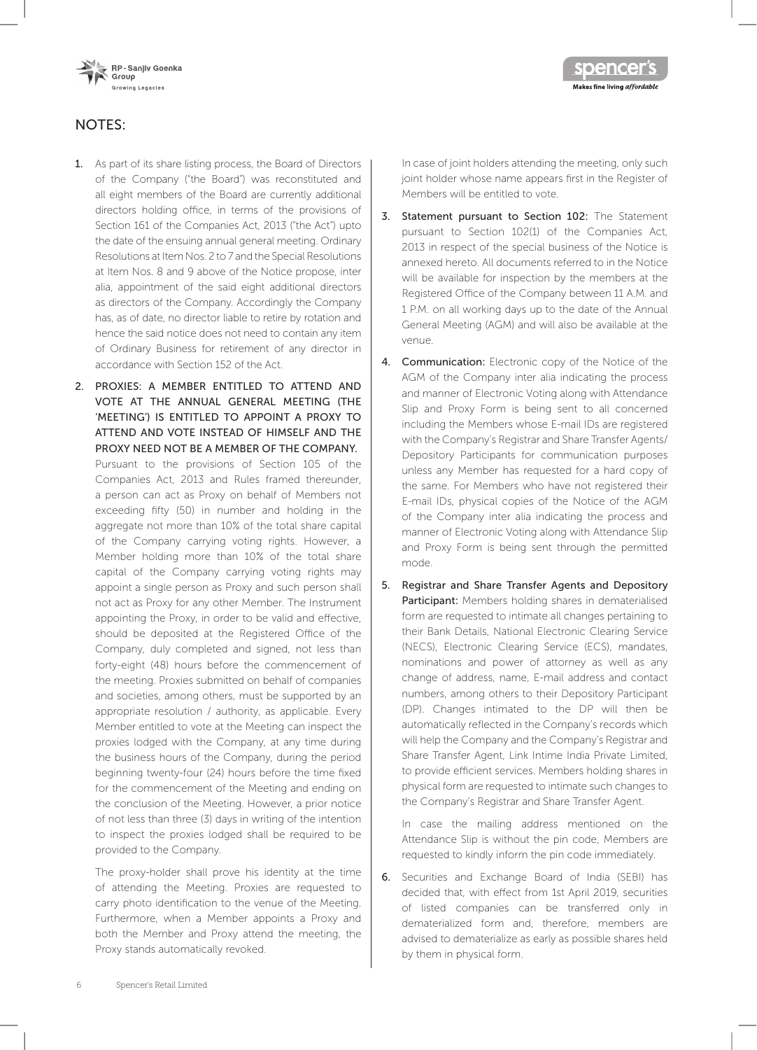## NOTES:

1. As part of its share listing process, the Board of Directors of the Company ("the Board") was reconstituted and all eight members of the Board are currently additional directors holding office, in terms of the provisions of Section 161 of the Companies Act, 2013 ("the Act") upto the date of the ensuing annual general meeting. Ordinary Resolutions at Item Nos. 2 to 7 and the Special Resolutions at Item Nos. 8 and 9 above of the Notice propose, inter alia, appointment of the said eight additional directors as directors of the Company. Accordingly the Company has, as of date, no director liable to retire by rotation and hence the said notice does not need to contain any item of Ordinary Business for retirement of any director in accordance with Section 152 of the Act.

2. **PROXIES: A MEMBER ENTITLED TO ATTEND AND VOTE AT THE ANNUAL GENERAL MEETING (THE 'MEETING') IS ENTITLED TO APPOINT A PROXY TO ATTEND AND VOTE INSTEAD OF HIMSELF AND THE PROXY NEED NOT BE A MEMBER OF THE COMPANY.**
   Pursuant to the provisions of Section 105 of the Companies Act, 2013 and Rules framed thereunder, a person can act as Proxy on behalf of Members not exceeding fifty (50) in number and holding in the aggregate not more than 10% of the total share capital of the Company carrying voting rights. However, a Member holding more than 10% of the total share capital of the Company carrying voting rights may appoint a single person as Proxy and such person shall not act as Proxy for any other Member. The Instrument appointing the Proxy, in order to be valid and effective, should be deposited at the Registered Office of the Company, duly completed and signed, not less than forty-eight (48) hours before the commencement of the meeting. Proxies submitted on behalf of companies and societies, among others, must be supported by an appropriate resolution / authority, as applicable. Every Member entitled to vote at the Meeting can inspect the proxies lodged with the Company, at any time during the business hours of the Company, during the period beginning twenty-four (24) hours before the time fixed for the commencement of the Meeting and ending on the conclusion of the Meeting. However, a prior notice of not less than three (3) days in writing of the intention to inspect the proxies lodged shall be required to be provided to the Company.

   The proxy-holder shall prove his identity at the time of attending the Meeting. Proxies are requested to carry photo identification to the venue of the Meeting. Furthermore, when a Member appoints a Proxy and both the Member and Proxy attend the meeting, the Proxy stands automatically revoked.

   In case of joint holders attending the meeting, only such joint holder whose name appears first in the Register of Members will be entitled to vote.

3. **Statement pursuant to Section 102:** The Statement pursuant to Section 102(1) of the Companies Act, 2013 in respect of the special business of the Notice is annexed hereto. All documents referred to in the Notice will be available for inspection by the members at the Registered Office of the Company between 11 A.M. and 1 P.M. on all working days up to the date of the Annual General Meeting (AGM) and will also be available at the venue.

4. **Communication:** Electronic copy of the Notice of the AGM of the Company inter alia indicating the process and manner of Electronic Voting along with Attendance Slip and Proxy Form is being sent to all concerned including the Members whose E-mail IDs are registered with the Company's Registrar and Share Transfer Agents/ Depository Participants for communication purposes unless any Member has requested for a hard copy of the same. For Members who have not registered their E-mail IDs, physical copies of the Notice of the AGM of the Company inter alia indicating the process and manner of Electronic Voting along with Attendance Slip and Proxy Form is being sent through the permitted mode.

5. **Registrar and Share Transfer Agents and Depository Participant:** Members holding shares in dematerialised form are requested to intimate all changes pertaining to their Bank Details, National Electronic Clearing Service (NECS), Electronic Clearing Service (ECS), mandates, nominations and power of attorney as well as any change of address, name, E-mail address and contact numbers, among others to their Depository Participant (DP). Changes intimated to the DP will then be automatically reflected in the Company's records which will help the Company and the Company's Registrar and Share Transfer Agent, Link Intime India Private Limited, to provide efficient services. Members holding shares in physical form are requested to intimate such changes to the Company's Registrar and Share Transfer Agent.

   In case the mailing address mentioned on the Attendance Slip is without the pin code, Members are requested to kindly inform the pin code immediately.

6. Securities and Exchange Board of India (SEBI) has decided that, with effect from 1st April 2019, securities of listed companies can be transferred only in dematerialized form and, therefore, members are advised to dematerialize as early as possible shares held by them in physical form.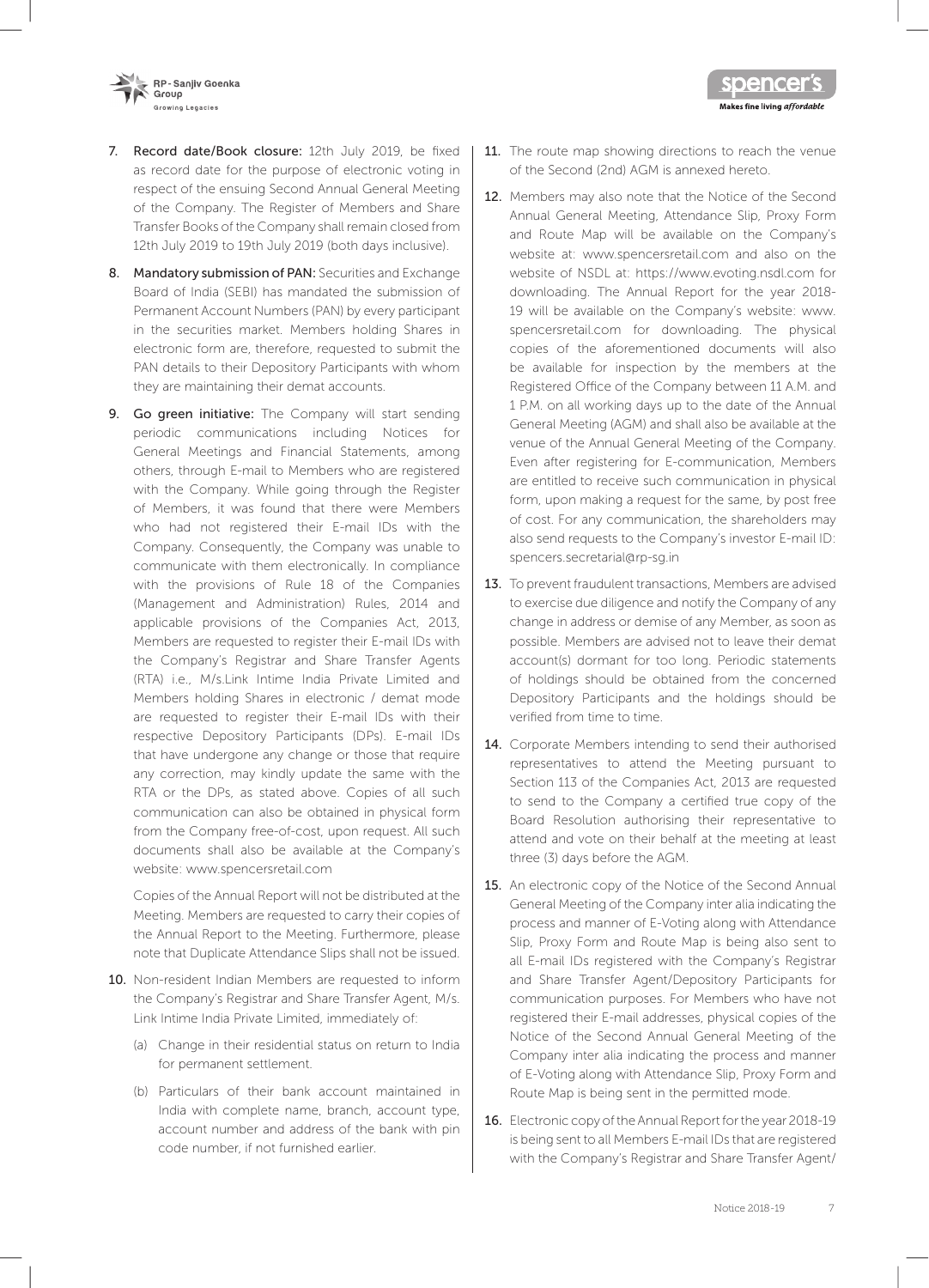7. **Record date/Book closure:** 12th July 2019, be fixed as record date for the purpose of electronic voting in respect of the ensuing Second Annual General Meeting of the Company. The Register of Members and Share Transfer Books of the Company shall remain closed from 12th July 2019 to 19th July 2019 (both days inclusive).

8. **Mandatory submission of PAN:** Securities and Exchange Board of India (SEBI) has mandated the submission of Permanent Account Numbers (PAN) by every participant in the securities market. Members holding Shares in electronic form are, therefore, requested to submit the PAN details to their Depository Participants with whom they are maintaining their demat accounts.

9. **Go green initiative:** The Company will start sending periodic communications including Notices for General Meetings and Financial Statements, among others, through E-mail to Members who are registered with the Company. While going through the Register of Members, it was found that there were Members who had not registered their E-mail IDs with the Company. Consequently, the Company was unable to communicate with them electronically. In compliance with the provisions of Rule 18 of the Companies (Management and Administration) Rules, 2014 and applicable provisions of the Companies Act, 2013, Members are requested to register their E-mail IDs with the Company's Registrar and Share Transfer Agents (RTA) i.e., M/s.Link Intime India Private Limited and Members holding Shares in electronic / demat mode are requested to register their E-mail IDs with their respective Depository Participants (DPs). E-mail IDs that have undergone any change or those that require any correction, may kindly update the same with the RTA or the DPs, as stated above. Copies of all such communication can also be obtained in physical form from the Company free-of-cost, upon request. All such documents shall also be available at the Company's website: www.spencersretail.com

   Copies of the Annual Report will not be distributed at the Meeting. Members are requested to carry their copies of the Annual Report to the Meeting. Furthermore, please note that Duplicate Attendance Slips shall not be issued.

10. Non-resident Indian Members are requested to inform the Company's Registrar and Share Transfer Agent, M/s. Link Intime India Private Limited, immediately of:

    (a) Change in their residential status on return to India for permanent settlement.

    (b) Particulars of their bank account maintained in India with complete name, branch, account type, account number and address of the bank with pin code number, if not furnished earlier.

11. The route map showing directions to reach the venue of the Second (2nd) AGM is annexed hereto.

12. Members may also note that the Notice of the Second Annual General Meeting, Attendance Slip, Proxy Form and Route Map will be available on the Company's website at: www.spencersretail.com and also on the website of NSDL at: https://www.evoting.nsdl.com for downloading. The Annual Report for the year 2018-19 will be available on the Company's website: www.spencersretail.com for downloading. The physical copies of the aforementioned documents will also be available for inspection by the members at the Registered Office of the Company between 11 A.M. and 1 P.M. on all working days up to the date of the Annual General Meeting (AGM) and shall also be available at the venue of the Annual General Meeting of the Company. Even after registering for E-communication, Members are entitled to receive such communication in physical form, upon making a request for the same, by post free of cost. For any communication, the shareholders may also send requests to the Company's investor E-mail ID: spencers.secretarial@rp-sg.in

13. To prevent fraudulent transactions, Members are advised to exercise due diligence and notify the Company of any change in address or demise of any Member, as soon as possible. Members are advised not to leave their demat account(s) dormant for too long. Periodic statements of holdings should be obtained from the concerned Depository Participants and the holdings should be verified from time to time.

14. Corporate Members intending to send their authorised representatives to attend the Meeting pursuant to Section 113 of the Companies Act, 2013 are requested to send to the Company a certified true copy of the Board Resolution authorising their representative to attend and vote on their behalf at the meeting at least three (3) days before the AGM.

15. An electronic copy of the Notice of the Second Annual General Meeting of the Company inter alia indicating the process and manner of E-Voting along with Attendance Slip, Proxy Form and Route Map is being also sent to all E-mail IDs registered with the Company's Registrar and Share Transfer Agent/Depository Participants for communication purposes. For Members who have not registered their E-mail addresses, physical copies of the Notice of the Second Annual General Meeting of the Company inter alia indicating the process and manner of E-Voting along with Attendance Slip, Proxy Form and Route Map is being sent in the permitted mode.

16. Electronic copy of the Annual Report for the year 2018-19 is being sent to all Members E-mail IDs that are registered with the Company's Registrar and Share Transfer Agent/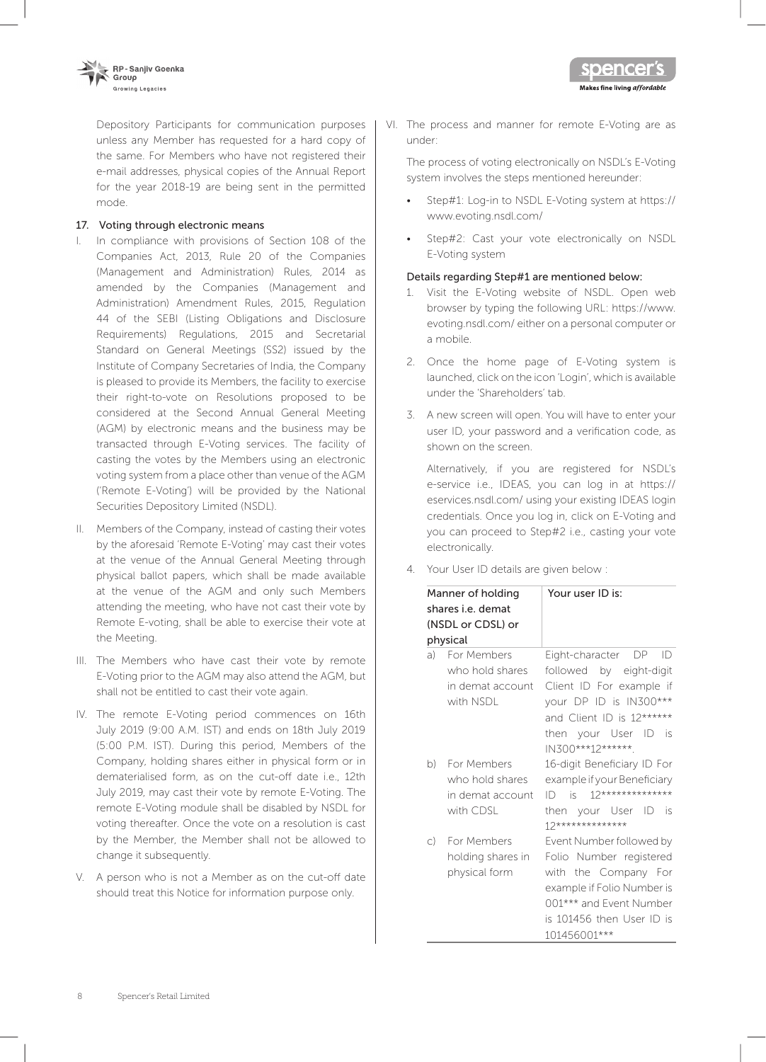Depository Participants for communication purposes unless any Member has requested for a hard copy of the same. For Members who have not registered their e-mail addresses, physical copies of the Annual Report for the year 2018-19 are being sent in the permitted mode.

17. Voting through electronic means

I. In compliance with provisions of Section 108 of the Companies Act, 2013, Rule 20 of the Companies (Management and Administration) Rules, 2014 as amended by the Companies (Management and Administration) Amendment Rules, 2015, Regulation 44 of the SEBI (Listing Obligations and Disclosure Requirements) Regulations, 2015 and Secretarial Standard on General Meetings (SS2) issued by the Institute of Company Secretaries of India, the Company is pleased to provide its Members, the facility to exercise their right-to-vote on Resolutions proposed to be considered at the Second Annual General Meeting (AGM) by electronic means and the business may be transacted through E-Voting services. The facility of casting the votes by the Members using an electronic voting system from a place other than venue of the AGM ('Remote E-Voting') will be provided by the National Securities Depository Limited (NSDL).

II. Members of the Company, instead of casting their votes by the aforesaid 'Remote E-Voting' may cast their votes at the venue of the Annual General Meeting through physical ballot papers, which shall be made available at the venue of the AGM and only such Members attending the meeting, who have not cast their vote by Remote E-voting, shall be able to exercise their vote at the Meeting.

III. The Members who have cast their vote by remote E-Voting prior to the AGM may also attend the AGM, but shall not be entitled to cast their vote again.

IV. The remote E-Voting period commences on 16th July 2019 (9:00 A.M. IST) and ends on 18th July 2019 (5:00 P.M. IST). During this period, Members of the Company, holding shares either in physical form or in dematerialised form, as on the cut-off date i.e., 12th July 2019, may cast their vote by remote E-Voting. The remote E-Voting module shall be disabled by NSDL for voting thereafter. Once the vote on a resolution is cast by the Member, the Member shall not be allowed to change it subsequently.

V. A person who is not a Member as on the cut-off date should treat this Notice for information purpose only.

VI. The process and manner for remote E-Voting are as under:

The process of voting electronically on NSDL's E-Voting system involves the steps mentioned hereunder:

- Step#1: Log-in to NSDL E-Voting system at https://www.evoting.nsdl.com/
- Step#2: Cast your vote electronically on NSDL E-Voting system

Details regarding Step#1 are mentioned below:

1. Visit the E-Voting website of NSDL. Open web browser by typing the following URL: https://www.evoting.nsdl.com/ either on a personal computer or a mobile.
2. Once the home page of E-Voting system is launched, click on the icon 'Login', which is available under the 'Shareholders' tab.
3. A new screen will open. You will have to enter your user ID, your password and a verification code, as shown on the screen.

   Alternatively, if you are registered for NSDL's e-service i.e., IDEAS, you can log in at https://eservices.nsdl.com/ using your existing IDEAS login credentials. Once you log in, click on E-Voting and you can proceed to Step#2 i.e., casting your vote electronically.

4. Your User ID details are given below :

| Manner of holding shares i.e. demat (NSDL or CDSL) or physical | Your user ID is: |
|---|---|
| a) For Members who hold shares in demat account with NSDL | Eight-character DP ID followed by eight-digit Client ID For example if your DP ID is IN300*** and Client ID is 12****** then your User ID is IN300***12******. |
| b) For Members who hold shares in demat account with CDSL | 16-digit Beneficiary ID For example if your Beneficiary ID is 12************** then your User ID is 12************** |
| c) For Members holding shares in physical form | Event Number followed by Folio Number registered with the Company For example if Folio Number is 001*** and Event Number is 101456 then User ID is 101456001*** |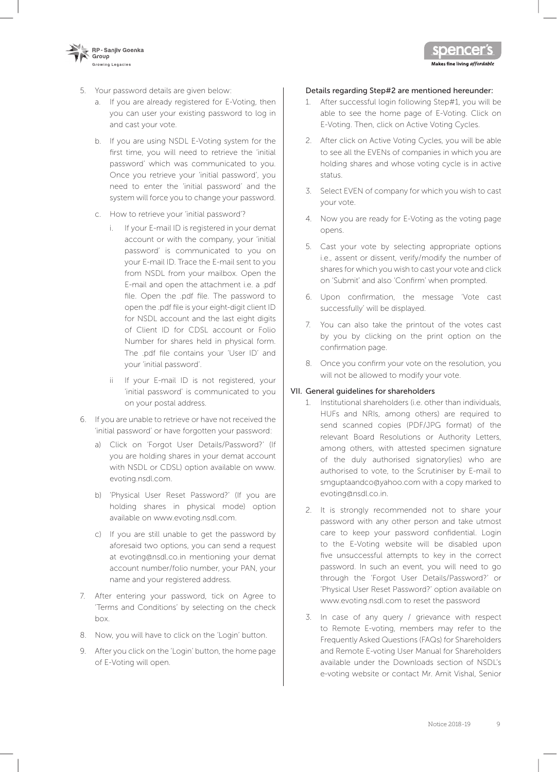5. Your password details are given below:
   a. If you are already registered for E-Voting, then you can user your existing password to log in and cast your vote.
   b. If you are using NSDL E-Voting system for the first time, you will need to retrieve the 'initial password' which was communicated to you. Once you retrieve your 'initial password', you need to enter the 'initial password' and the system will force you to change your password.
   c. How to retrieve your 'initial password'?
      i. If your E-mail ID is registered in your demat account or with the company, your 'initial password' is communicated to you on your E-mail ID. Trace the E-mail sent to you from NSDL from your mailbox. Open the E-mail and open the attachment i.e. a .pdf file. Open the .pdf file. The password to open the .pdf file is your eight-digit client ID for NSDL account and the last eight digits of Client ID for CDSL account or Folio Number for shares held in physical form. The .pdf file contains your 'User ID' and your 'initial password'.
      ii If your E-mail ID is not registered, your 'initial password' is communicated to you on your postal address.
6. If you are unable to retrieve or have not received the 'initial password' or have forgotten your password:
   a) Click on 'Forgot User Details/Password?' (If you are holding shares in your demat account with NSDL or CDSL) option available on www.evoting.nsdl.com.
   b) 'Physical User Reset Password?' (If you are holding shares in physical mode) option available on www.evoting.nsdl.com.
   c) If you are still unable to get the password by aforesaid two options, you can send a request at evoting@nsdl.co.in mentioning your demat account number/folio number, your PAN, your name and your registered address.
7. After entering your password, tick on Agree to 'Terms and Conditions' by selecting on the check box.
8. Now, you will have to click on the 'Login' button.
9. After you click on the 'Login' button, the home page of E-Voting will open.

Details regarding Step#2 are mentioned hereunder:

1. After successful login following Step#1, you will be able to see the home page of E-Voting. Click on E-Voting. Then, click on Active Voting Cycles.
2. After click on Active Voting Cycles, you will be able to see all the EVENs of companies in which you are holding shares and whose voting cycle is in active status.
3. Select EVEN of company for which you wish to cast your vote.
4. Now you are ready for E-Voting as the voting page opens.
5. Cast your vote by selecting appropriate options i.e., assent or dissent, verify/modify the number of shares for which you wish to cast your vote and click on 'Submit' and also 'Confirm' when prompted.
6. Upon confirmation, the message 'Vote cast successfully' will be displayed.
7. You can also take the printout of the votes cast by you by clicking on the print option on the confirmation page.
8. Once you confirm your vote on the resolution, you will not be allowed to modify your vote.

VII. General guidelines for shareholders

1. Institutional shareholders (i.e. other than individuals, HUFs and NRIs, among others) are required to send scanned copies (PDF/JPG format) of the relevant Board Resolutions or Authority Letters, among others, with attested specimen signature of the duly authorised signatory(ies) who are authorised to vote, to the Scrutiniser by E-mail to smguptaandco@yahoo.com with a copy marked to evoting@nsdl.co.in.
2. It is strongly recommended not to share your password with any other person and take utmost care to keep your password confidential. Login to the E-Voting website will be disabled upon five unsuccessful attempts to key in the correct password. In such an event, you will need to go through the 'Forgot User Details/Password?' or 'Physical User Reset Password?' option available on www.evoting.nsdl.com to reset the password
3. In case of any query / grievance with respect to Remote E-voting, members may refer to the Frequently Asked Questions (FAQs) for Shareholders and Remote E-voting User Manual for Shareholders available under the Downloads section of NSDL's e-voting website or contact Mr. Amit Vishal, Senior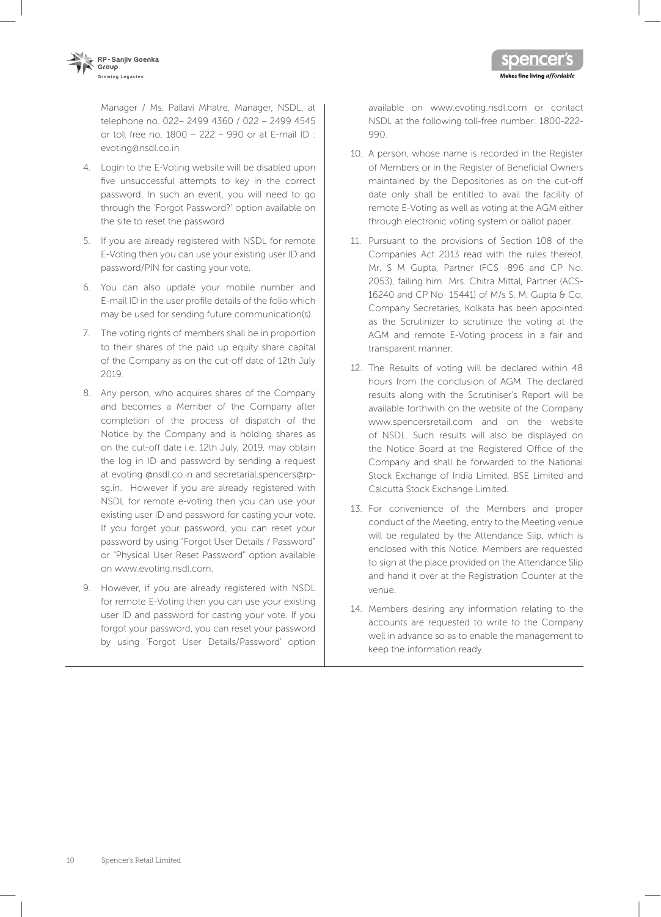Manager / Ms. Pallavi Mhatre, Manager, NSDL, at telephone no. 022– 2499 4360 / 022 – 2499 4545 or toll free no. 1800 – 222 – 990 or at E-mail ID : evoting@nsdl.co.in

4. Login to the E-Voting website will be disabled upon five unsuccessful attempts to key in the correct password. In such an event, you will need to go through the 'Forgot Password?' option available on the site to reset the password.

5. If you are already registered with NSDL for remote E-Voting then you can use your existing user ID and password/PIN for casting your vote.

6. You can also update your mobile number and E-mail ID in the user profile details of the folio which may be used for sending future communication(s).

7. The voting rights of members shall be in proportion to their shares of the paid up equity share capital of the Company as on the cut-off date of 12th July 2019.

8. Any person, who acquires shares of the Company and becomes a Member of the Company after completion of the process of dispatch of the Notice by the Company and is holding shares as on the cut-off date i.e. 12th July, 2019, may obtain the log in ID and password by sending a request at evoting @nsdl.co.in and secretarial.spencers@rp-sg.in. However if you are already registered with NSDL for remote e-voting then you can use your existing user ID and password for casting your vote. If you forget your password, you can reset your password by using "Forgot User Details / Password" or "Physical User Reset Password" option available on www.evoting.nsdl.com.

9. However, if you are already registered with NSDL for remote E-Voting then you can use your existing user ID and password for casting your vote. If you forgot your password, you can reset your password by using 'Forgot User Details/Password' option available on www.evoting.nsdl.com or contact NSDL at the following toll-free number: 1800-222-990.

10. A person, whose name is recorded in the Register of Members or in the Register of Beneficial Owners maintained by the Depositories as on the cut-off date only shall be entitled to avail the facility of remote E-Voting as well as voting at the AGM either through electronic voting system or ballot paper.

11. Pursuant to the provisions of Section 108 of the Companies Act 2013 read with the rules thereof, Mr. S M Gupta, Partner (FCS -896 and CP No. 2053), failing him Mrs. Chitra Mittal, Partner (ACS-16240 and CP No- 15441) of M/s S. M. Gupta & Co, Company Secretaries, Kolkata has been appointed as the Scrutinizer to scrutinize the voting at the AGM and remote E-Voting process in a fair and transparent manner.

12. The Results of voting will be declared within 48 hours from the conclusion of AGM. The declared results along with the Scrutiniser's Report will be available forthwith on the website of the Company www.spencersretail.com and on the website of NSDL. Such results will also be displayed on the Notice Board at the Registered Office of the Company and shall be forwarded to the National Stock Exchange of India Limited, BSE Limited and Calcutta Stock Exchange Limited.

13. For convenience of the Members and proper conduct of the Meeting, entry to the Meeting venue will be regulated by the Attendance Slip, which is enclosed with this Notice. Members are requested to sign at the place provided on the Attendance Slip and hand it over at the Registration Counter at the venue.

14. Members desiring any information relating to the accounts are requested to write to the Company well in advance so as to enable the management to keep the information ready.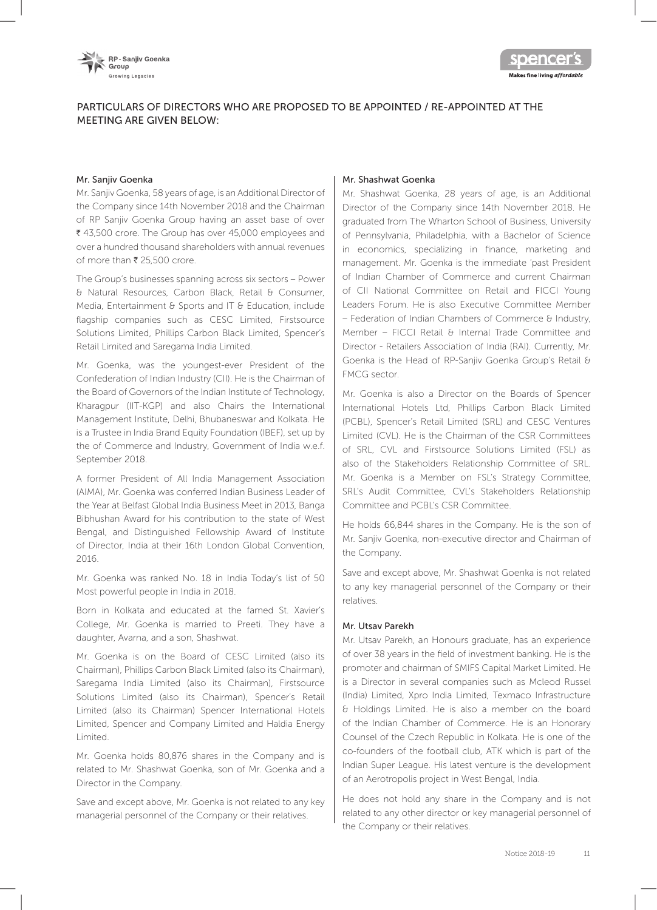## PARTICULARS OF DIRECTORS WHO ARE PROPOSED TO BE APPOINTED / RE-APPOINTED AT THE MEETING ARE GIVEN BELOW:

### Mr. Sanjiv Goenka

Mr. Sanjiv Goenka, 58 years of age, is an Additional Director of the Company since 14th November 2018 and the Chairman of RP Sanjiv Goenka Group having an asset base of over ₹ 43,500 crore. The Group has over 45,000 employees and over a hundred thousand shareholders with annual revenues of more than ₹ 25,500 crore.

The Group's businesses spanning across six sectors – Power & Natural Resources, Carbon Black, Retail & Consumer, Media, Entertainment & Sports and IT & Education, include flagship companies such as CESC Limited, Firstsource Solutions Limited, Phillips Carbon Black Limited, Spencer's Retail Limited and Saregama India Limited.

Mr. Goenka, was the youngest-ever President of the Confederation of Indian Industry (CII). He is the Chairman of the Board of Governors of the Indian Institute of Technology, Kharagpur (IIT-KGP) and also Chairs the International Management Institute, Delhi, Bhubaneswar and Kolkata. He is a Trustee in India Brand Equity Foundation (IBEF), set up by the of Commerce and Industry, Government of India w.e.f. September 2018.

A former President of All India Management Association (AIMA), Mr. Goenka was conferred Indian Business Leader of the Year at Belfast Global India Business Meet in 2013, Banga Bibhushan Award for his contribution to the state of West Bengal, and Distinguished Fellowship Award of Institute of Director, India at their 16th London Global Convention, 2016.

Mr. Goenka was ranked No. 18 in India Today's list of 50 Most powerful people in India in 2018.

Born in Kolkata and educated at the famed St. Xavier's College, Mr. Goenka is married to Preeti. They have a daughter, Avarna, and a son, Shashwat.

Mr. Goenka is on the Board of CESC Limited (also its Chairman), Phillips Carbon Black Limited (also its Chairman), Saregama India Limited (also its Chairman), Firstsource Solutions Limited (also its Chairman), Spencer's Retail Limited (also its Chairman) Spencer International Hotels Limited, Spencer and Company Limited and Haldia Energy Limited.

Mr. Goenka holds 80,876 shares in the Company and is related to Mr. Shashwat Goenka, son of Mr. Goenka and a Director in the Company.

Save and except above, Mr. Goenka is not related to any key managerial personnel of the Company or their relatives.

### Mr. Shashwat Goenka

Mr. Shashwat Goenka, 28 years of age, is an Additional Director of the Company since 14th November 2018. He graduated from The Wharton School of Business, University of Pennsylvania, Philadelphia, with a Bachelor of Science in economics, specializing in finance, marketing and management. Mr. Goenka is the immediate 'past President of Indian Chamber of Commerce and current Chairman of CII National Committee on Retail and FICCI Young Leaders Forum. He is also Executive Committee Member – Federation of Indian Chambers of Commerce & Industry, Member – FICCI Retail & Internal Trade Committee and Director - Retailers Association of India (RAI). Currently, Mr. Goenka is the Head of RP-Sanjiv Goenka Group's Retail & FMCG sector.

Mr. Goenka is also a Director on the Boards of Spencer International Hotels Ltd, Phillips Carbon Black Limited (PCBL), Spencer's Retail Limited (SRL) and CESC Ventures Limited (CVL). He is the Chairman of the CSR Committees of SRL, CVL and Firstsource Solutions Limited (FSL) as also of the Stakeholders Relationship Committee of SRL. Mr. Goenka is a Member on FSL's Strategy Committee, SRL's Audit Committee, CVL's Stakeholders Relationship Committee and PCBL's CSR Committee.

He holds 66,844 shares in the Company. He is the son of Mr. Sanjiv Goenka, non-executive director and Chairman of the Company.

Save and except above, Mr. Shashwat Goenka is not related to any key managerial personnel of the Company or their relatives.

### Mr. Utsav Parekh

Mr. Utsav Parekh, an Honours graduate, has an experience of over 38 years in the field of investment banking. He is the promoter and chairman of SMIFS Capital Market Limited. He is a Director in several companies such as Mcleod Russel (India) Limited, Xpro India Limited, Texmaco Infrastructure & Holdings Limited. He is also a member on the board of the Indian Chamber of Commerce. He is an Honorary Counsel of the Czech Republic in Kolkata. He is one of the co-founders of the football club, ATK which is part of the Indian Super League. His latest venture is the development of an Aerotropolis project in West Bengal, India.

He does not hold any share in the Company and is not related to any other director or key managerial personnel of the Company or their relatives.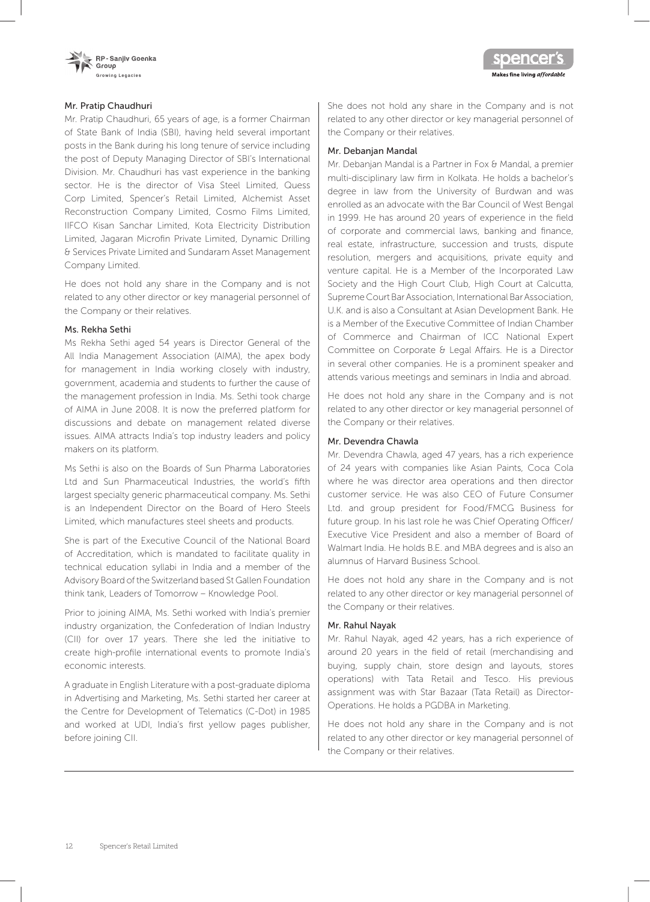### Mr. Pratip Chaudhuri

Mr. Pratip Chaudhuri, 65 years of age, is a former Chairman of State Bank of India (SBI), having held several important posts in the Bank during his long tenure of service including the post of Deputy Managing Director of SBI's International Division. Mr. Chaudhuri has vast experience in the banking sector. He is the director of Visa Steel Limited, Quess Corp Limited, Spencer's Retail Limited, Alchemist Asset Reconstruction Company Limited, Cosmo Films Limited, IIFCO Kisan Sanchar Limited, Kota Electricity Distribution Limited, Jagaran Microfin Private Limited, Dynamic Drilling & Services Private Limited and Sundaram Asset Management Company Limited.

He does not hold any share in the Company and is not related to any other director or key managerial personnel of the Company or their relatives.

### Ms. Rekha Sethi

Ms Rekha Sethi aged 54 years is Director General of the All India Management Association (AIMA), the apex body for management in India working closely with industry, government, academia and students to further the cause of the management profession in India. Ms. Sethi took charge of AIMA in June 2008. It is now the preferred platform for discussions and debate on management related diverse issues. AIMA attracts India's top industry leaders and policy makers on its platform.

Ms Sethi is also on the Boards of Sun Pharma Laboratories Ltd and Sun Pharmaceutical Industries, the world's fifth largest specialty generic pharmaceutical company. Ms. Sethi is an Independent Director on the Board of Hero Steels Limited, which manufactures steel sheets and products.

She is part of the Executive Council of the National Board of Accreditation, which is mandated to facilitate quality in technical education syllabi in India and a member of the Advisory Board of the Switzerland based St Gallen Foundation think tank, Leaders of Tomorrow – Knowledge Pool.

Prior to joining AIMA, Ms. Sethi worked with India's premier industry organization, the Confederation of Indian Industry (CII) for over 17 years. There she led the initiative to create high-profile international events to promote India's economic interests.

A graduate in English Literature with a post-graduate diploma in Advertising and Marketing, Ms. Sethi started her career at the Centre for Development of Telematics (C-Dot) in 1985 and worked at UDI, India's first yellow pages publisher, before joining CII.

She does not hold any share in the Company and is not related to any other director or key managerial personnel of the Company or their relatives.

### Mr. Debanjan Mandal

Mr. Debanjan Mandal is a Partner in Fox & Mandal, a premier multi-disciplinary law firm in Kolkata. He holds a bachelor's degree in law from the University of Burdwan and was enrolled as an advocate with the Bar Council of West Bengal in 1999. He has around 20 years of experience in the field of corporate and commercial laws, banking and finance, real estate, infrastructure, succession and trusts, dispute resolution, mergers and acquisitions, private equity and venture capital. He is a Member of the Incorporated Law Society and the High Court Club, High Court at Calcutta, Supreme Court Bar Association, International Bar Association, U.K. and is also a Consultant at Asian Development Bank. He is a Member of the Executive Committee of Indian Chamber of Commerce and Chairman of ICC National Expert Committee on Corporate & Legal Affairs. He is a Director in several other companies. He is a prominent speaker and attends various meetings and seminars in India and abroad.

He does not hold any share in the Company and is not related to any other director or key managerial personnel of the Company or their relatives.

### Mr. Devendra Chawla

Mr. Devendra Chawla, aged 47 years, has a rich experience of 24 years with companies like Asian Paints, Coca Cola where he was director area operations and then director customer service. He was also CEO of Future Consumer Ltd. and group president for Food/FMCG Business for future group. In his last role he was Chief Operating Officer/ Executive Vice President and also a member of Board of Walmart India. He holds B.E. and MBA degrees and is also an alumnus of Harvard Business School.

He does not hold any share in the Company and is not related to any other director or key managerial personnel of the Company or their relatives.

### Mr. Rahul Nayak

Mr. Rahul Nayak, aged 42 years, has a rich experience of around 20 years in the field of retail (merchandising and buying, supply chain, store design and layouts, stores operations) with Tata Retail and Tesco. His previous assignment was with Star Bazaar (Tata Retail) as Director-Operations. He holds a PGDBA in Marketing.

He does not hold any share in the Company and is not related to any other director or key managerial personnel of the Company or their relatives.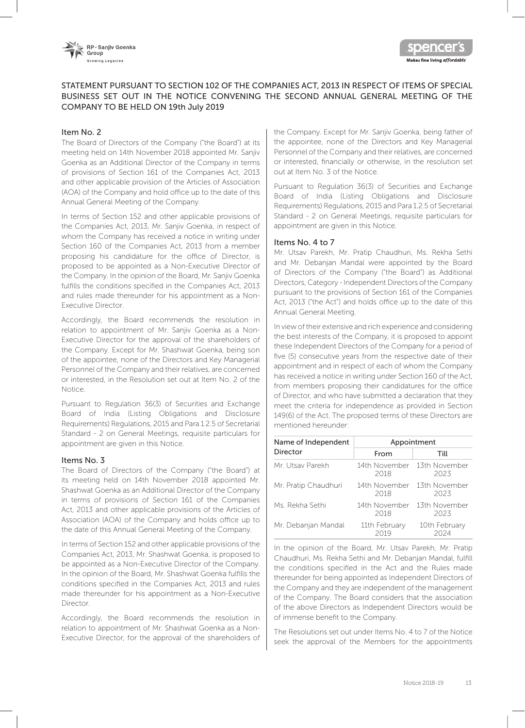## STATEMENT PURSUANT TO SECTION 102 OF THE COMPANIES ACT, 2013 IN RESPECT OF ITEMS OF SPECIAL BUSINESS SET OUT IN THE NOTICE CONVENING THE SECOND ANNUAL GENERAL MEETING OF THE COMPANY TO BE HELD ON 19th July 2019

### Item No. 2

The Board of Directors of the Company ("the Board") at its meeting held on 14th November 2018 appointed Mr. Sanjiv Goenka as an Additional Director of the Company in terms of provisions of Section 161 of the Companies Act, 2013 and other applicable provision of the Articles of Association (AOA) of the Company and hold office up to the date of this Annual General Meeting of the Company.

In terms of Section 152 and other applicable provisions of the Companies Act, 2013, Mr. Sanjiv Goenka, in respect of whom the Company has received a notice in writing under Section 160 of the Companies Act, 2013 from a member proposing his candidature for the office of Director, is proposed to be appointed as a Non-Executive Director of the Company. In the opinion of the Board, Mr. Sanjiv Goenka fulfills the conditions specified in the Companies Act, 2013 and rules made thereunder for his appointment as a Non-Executive Director.

Accordingly, the Board recommends the resolution in relation to appointment of Mr. Sanjiv Goenka as a Non-Executive Director for the approval of the shareholders of the Company. Except for Mr. Shashwat Goenka, being son of the appointee, none of the Directors and Key Managerial Personnel of the Company and their relatives, are concerned or interested, in the Resolution set out at Item No. 2 of the Notice.

Pursuant to Regulation 36(3) of Securities and Exchange Board of India (Listing Obligations and Disclosure Requirements) Regulations, 2015 and Para 1.2.5 of Secretarial Standard - 2 on General Meetings, requisite particulars for appointment are given in this Notice.

### Items No. 3

The Board of Directors of the Company ("the Board") at its meeting held on 14th November 2018 appointed Mr. Shashwat Goenka as an Additional Director of the Company in terms of provisions of Section 161 of the Companies Act, 2013 and other applicable provisions of the Articles of Association (AOA) of the Company and holds office up to the date of this Annual General Meeting of the Company.

In terms of Section 152 and other applicable provisions of the Companies Act, 2013, Mr. Shashwat Goenka, is proposed to be appointed as a Non-Executive Director of the Company. In the opinion of the Board, Mr. Shashwat Goenka fulfills the conditions specified in the Companies Act, 2013 and rules made thereunder for his appointment as a Non-Executive Director.

Accordingly, the Board recommends the resolution in relation to appointment of Mr. Shashwat Goenka as a Non-Executive Director, for the approval of the shareholders of the Company. Except for Mr. Sanjiv Goenka, being father of the appointee, none of the Directors and Key Managerial Personnel of the Company and their relatives, are concerned or interested, financially or otherwise, in the resolution set out at Item No. 3 of the Notice.

Pursuant to Regulation 36(3) of Securities and Exchange Board of India (Listing Obligations and Disclosure Requirements) Regulations, 2015 and Para 1.2.5 of Secretarial Standard - 2 on General Meetings, requisite particulars for appointment are given in this Notice.

### Items No. 4 to 7

Mr. Utsav Parekh, Mr. Pratip Chaudhuri, Ms. Rekha Sethi and Mr. Debanjan Mandal were appointed by the Board of Directors of the Company ("the Board") as Additional Directors, Category - Independent Directors of the Company pursuant to the provisions of Section 161 of the Companies Act, 2013 ("the Act") and holds office up to the date of this Annual General Meeting.

In view of their extensive and rich experience and considering the best interests of the Company, it is proposed to appoint these Independent Directors of the Company for a period of five (5) consecutive years from the respective date of their appointment and in respect of each of whom the Company has received a notice in writing under Section 160 of the Act, from members proposing their candidatures for the office of Director, and who have submitted a declaration that they meet the criteria for independence as provided in Section 149(6) of the Act. The proposed terms of these Directors are mentioned hereunder:

| Name of Independent Director | Appointment | |
|---|---|---|
| | From | Till |
| Mr. Utsav Parekh | 14th November 2018 | 13th November 2023 |
| Mr. Pratip Chaudhuri | 14th November 2018 | 13th November 2023 |
| Ms. Rekha Sethi | 14th November 2018 | 13th November 2023 |
| Mr. Debanjan Mandal | 11th February 2019 | 10th February 2024 |

In the opinion of the Board, Mr. Utsav Parekh, Mr. Pratip Chaudhuri, Ms. Rekha Sethi and Mr. Debanjan Mandal, fulfill the conditions specified in the Act and the Rules made thereunder for being appointed as Independent Directors of the Company and they are independent of the management of the Company. The Board considers that the association of the above Directors as Independent Directors would be of immense benefit to the Company.

The Resolutions set out under Items No. 4 to 7 of the Notice seek the approval of the Members for the appointments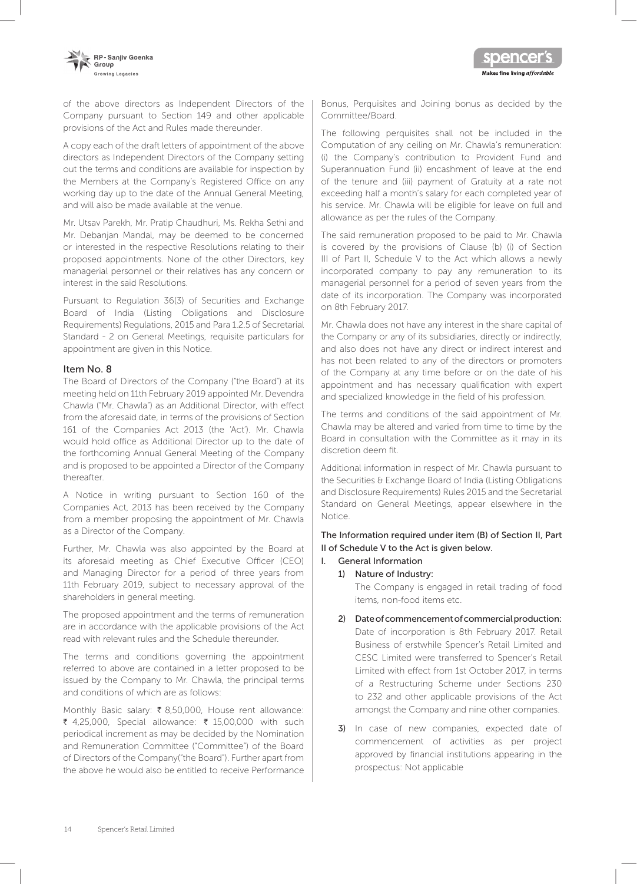of the above directors as Independent Directors of the Company pursuant to Section 149 and other applicable provisions of the Act and Rules made thereunder.

A copy each of the draft letters of appointment of the above directors as Independent Directors of the Company setting out the terms and conditions are available for inspection by the Members at the Company's Registered Office on any working day up to the date of the Annual General Meeting, and will also be made available at the venue.

Mr. Utsav Parekh, Mr. Pratip Chaudhuri, Ms. Rekha Sethi and Mr. Debanjan Mandal, may be deemed to be concerned or interested in the respective Resolutions relating to their proposed appointments. None of the other Directors, key managerial personnel or their relatives has any concern or interest in the said Resolutions.

Pursuant to Regulation 36(3) of Securities and Exchange Board of India (Listing Obligations and Disclosure Requirements) Regulations, 2015 and Para 1.2.5 of Secretarial Standard - 2 on General Meetings, requisite particulars for appointment are given in this Notice.

### Item No. 8

The Board of Directors of the Company ("the Board") at its meeting held on 11th February 2019 appointed Mr. Devendra Chawla ("Mr. Chawla") as an Additional Director, with effect from the aforesaid date, in terms of the provisions of Section 161 of the Companies Act 2013 (the 'Act'). Mr. Chawla would hold office as Additional Director up to the date of the forthcoming Annual General Meeting of the Company and is proposed to be appointed a Director of the Company thereafter.

A Notice in writing pursuant to Section 160 of the Companies Act, 2013 has been received by the Company from a member proposing the appointment of Mr. Chawla as a Director of the Company.

Further, Mr. Chawla was also appointed by the Board at its aforesaid meeting as Chief Executive Officer (CEO) and Managing Director for a period of three years from 11th February 2019, subject to necessary approval of the shareholders in general meeting.

The proposed appointment and the terms of remuneration are in accordance with the applicable provisions of the Act read with relevant rules and the Schedule thereunder.

The terms and conditions governing the appointment referred to above are contained in a letter proposed to be issued by the Company to Mr. Chawla, the principal terms and conditions of which are as follows:

Monthly Basic salary: ₹ 8,50,000, House rent allowance: ₹ 4,25,000, Special allowance: ₹ 15,00,000 with such periodical increment as may be decided by the Nomination and Remuneration Committee ("Committee") of the Board of Directors of the Company("the Board"). Further apart from the above he would also be entitled to receive Performance Bonus, Perquisites and Joining bonus as decided by the Committee/Board.

The following perquisites shall not be included in the Computation of any ceiling on Mr. Chawla's remuneration: (i) the Company's contribution to Provident Fund and Superannuation Fund (ii) encashment of leave at the end of the tenure and (iii) payment of Gratuity at a rate not exceeding half a month's salary for each completed year of his service. Mr. Chawla will be eligible for leave on full and allowance as per the rules of the Company.

The said remuneration proposed to be paid to Mr. Chawla is covered by the provisions of Clause (b) (i) of Section III of Part II, Schedule V to the Act which allows a newly incorporated company to pay any remuneration to its managerial personnel for a period of seven years from the date of its incorporation. The Company was incorporated on 8th February 2017.

Mr. Chawla does not have any interest in the share capital of the Company or any of its subsidiaries, directly or indirectly, and also does not have any direct or indirect interest and has not been related to any of the directors or promoters of the Company at any time before or on the date of his appointment and has necessary qualification with expert and specialized knowledge in the field of his profession.

The terms and conditions of the said appointment of Mr. Chawla may be altered and varied from time to time by the Board in consultation with the Committee as it may in its discretion deem fit.

Additional information in respect of Mr. Chawla pursuant to the Securities & Exchange Board of India (Listing Obligations and Disclosure Requirements) Rules 2015 and the Secretarial Standard on General Meetings, appear elsewhere in the Notice.

**The Information required under item (B) of Section II, Part II of Schedule V to the Act is given below.**

I. General Information

1) Nature of Industry:

   The Company is engaged in retail trading of food items, non-food items etc.

2) Date of commencement of commercial production:

   Date of incorporation is 8th February 2017. Retail Business of erstwhile Spencer's Retail Limited and CESC Limited were transferred to Spencer's Retail Limited with effect from 1st October 2017, in terms of a Restructuring Scheme under Sections 230 to 232 and other applicable provisions of the Act amongst the Company and nine other companies.

3) In case of new companies, expected date of commencement of activities as per project approved by financial institutions appearing in the prospectus: Not applicable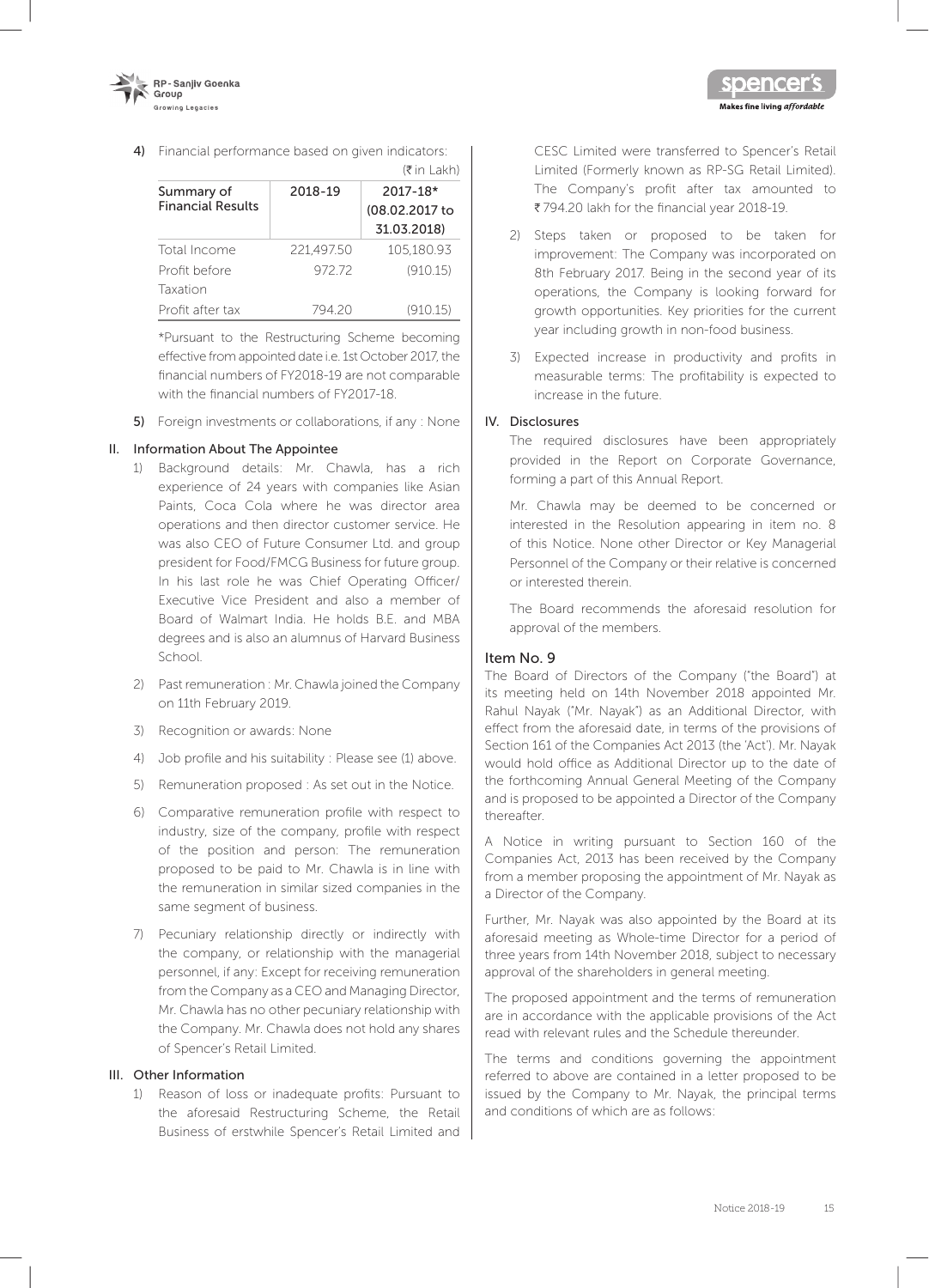4) Financial performance based on given indicators:

(₹ in Lakh)

| Summary of Financial Results | 2018-19 | 2017-18* (08.02.2017 to 31.03.2018) |
|---|---|---|
| Total Income | 221,497.50 | 105,180.93 |
| Profit before Taxation | 972.72 | (910.15) |
| Profit after tax | 794.20 | (910.15) |

*Pursuant to the Restructuring Scheme becoming effective from appointed date i.e. 1st October 2017, the financial numbers of FY2018-19 are not comparable with the financial numbers of FY2017-18.

5) Foreign investments or collaborations, if any : None

## II. Information About The Appointee

1) Background details: Mr. Chawla, has a rich experience of 24 years with companies like Asian Paints, Coca Cola where he was director area operations and then director customer service. He was also CEO of Future Consumer Ltd. and group president for Food/FMCG Business for future group. In his last role he was Chief Operating Officer/ Executive Vice President and also a member of Board of Walmart India. He holds B.E. and MBA degrees and is also an alumnus of Harvard Business School.

2) Past remuneration : Mr. Chawla joined the Company on 11th February 2019.

3) Recognition or awards: None

4) Job profile and his suitability : Please see (1) above.

5) Remuneration proposed : As set out in the Notice.

6) Comparative remuneration profile with respect to industry, size of the company, profile with respect of the position and person: The remuneration proposed to be paid to Mr. Chawla is in line with the remuneration in similar sized companies in the same segment of business.

7) Pecuniary relationship directly or indirectly with the company, or relationship with the managerial personnel, if any: Except for receiving remuneration from the Company as a CEO and Managing Director, Mr. Chawla has no other pecuniary relationship with the Company. Mr. Chawla does not hold any shares of Spencer's Retail Limited.

## III. Other Information

1) Reason of loss or inadequate profits: Pursuant to the aforesaid Restructuring Scheme, the Retail Business of erstwhile Spencer's Retail Limited and CESC Limited were transferred to Spencer's Retail Limited (Formerly known as RP-SG Retail Limited). The Company's profit after tax amounted to ₹794.20 lakh for the financial year 2018-19.

2) Steps taken or proposed to be taken for improvement: The Company was incorporated on 8th February 2017. Being in the second year of its operations, the Company is looking forward for growth opportunities. Key priorities for the current year including growth in non-food business.

3) Expected increase in productivity and profits in measurable terms: The profitability is expected to increase in the future.

## IV. Disclosures

The required disclosures have been appropriately provided in the Report on Corporate Governance, forming a part of this Annual Report.

Mr. Chawla may be deemed to be concerned or interested in the Resolution appearing in item no. 8 of this Notice. None other Director or Key Managerial Personnel of the Company or their relative is concerned or interested therein.

The Board recommends the aforesaid resolution for approval of the members.

## Item No. 9

The Board of Directors of the Company ("the Board") at its meeting held on 14th November 2018 appointed Mr. Rahul Nayak ("Mr. Nayak") as an Additional Director, with effect from the aforesaid date, in terms of the provisions of Section 161 of the Companies Act 2013 (the 'Act'). Mr. Nayak would hold office as Additional Director up to the date of the forthcoming Annual General Meeting of the Company and is proposed to be appointed a Director of the Company thereafter.

A Notice in writing pursuant to Section 160 of the Companies Act, 2013 has been received by the Company from a member proposing the appointment of Mr. Nayak as a Director of the Company.

Further, Mr. Nayak was also appointed by the Board at its aforesaid meeting as Whole-time Director for a period of three years from 14th November 2018, subject to necessary approval of the shareholders in general meeting.

The proposed appointment and the terms of remuneration are in accordance with the applicable provisions of the Act read with relevant rules and the Schedule thereunder.

The terms and conditions governing the appointment referred to above are contained in a letter proposed to be issued by the Company to Mr. Nayak, the principal terms and conditions of which are as follows: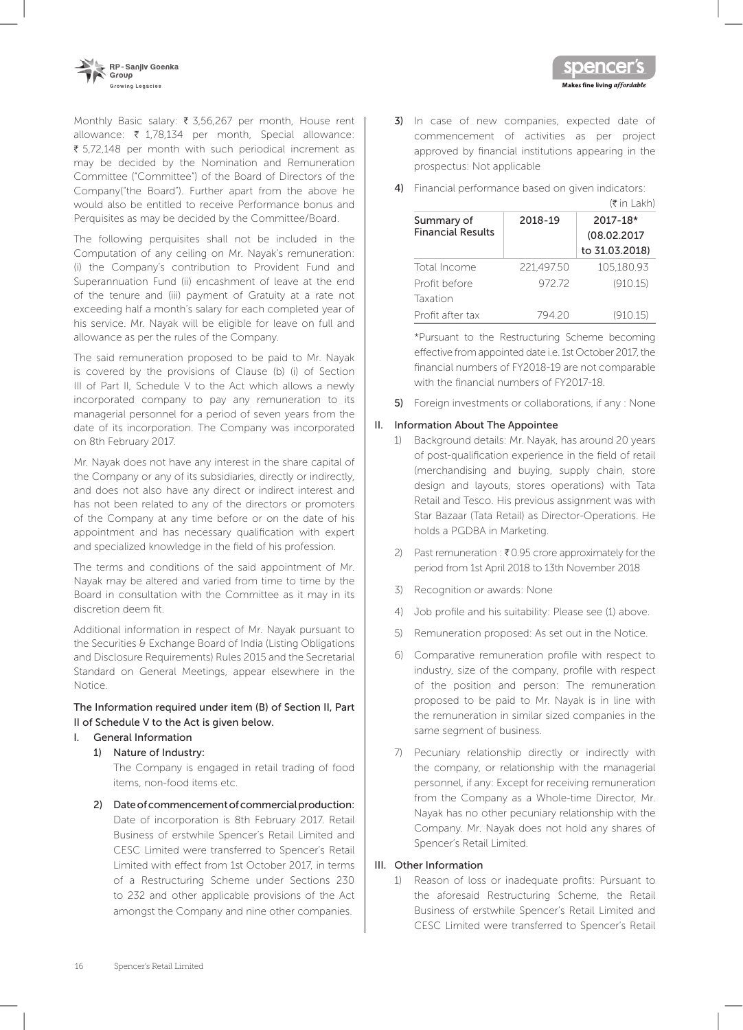Monthly Basic salary: ₹ 3,56,267 per month, House rent allowance: ₹ 1,78,134 per month, Special allowance: ₹ 5,72,148 per month with such periodical increment as may be decided by the Nomination and Remuneration Committee ("Committee") of the Board of Directors of the Company("the Board"). Further apart from the above he would also be entitled to receive Performance bonus and Perquisites as may be decided by the Committee/Board.

The following perquisites shall not be included in the Computation of any ceiling on Mr. Nayak's remuneration: (i) the Company's contribution to Provident Fund and Superannuation Fund (ii) encashment of leave at the end of the tenure and (iii) payment of Gratuity at a rate not exceeding half a month's salary for each completed year of his service. Mr. Nayak will be eligible for leave on full and allowance as per the rules of the Company.

The said remuneration proposed to be paid to Mr. Nayak is covered by the provisions of Clause (b) (i) of Section III of Part II, Schedule V to the Act which allows a newly incorporated company to pay any remuneration to its managerial personnel for a period of seven years from the date of its incorporation. The Company was incorporated on 8th February 2017.

Mr. Nayak does not have any interest in the share capital of the Company or any of its subsidiaries, directly or indirectly, and does not also have any direct or indirect interest and has not been related to any of the directors or promoters of the Company at any time before or on the date of his appointment and has necessary qualification with expert and specialized knowledge in the field of his profession.

The terms and conditions of the said appointment of Mr. Nayak may be altered and varied from time to time by the Board in consultation with the Committee as it may in its discretion deem fit.

Additional information in respect of Mr. Nayak pursuant to the Securities & Exchange Board of India (Listing Obligations and Disclosure Requirements) Rules 2015 and the Secretarial Standard on General Meetings, appear elsewhere in the Notice.

The Information required under item (B) of Section II, Part II of Schedule V to the Act is given below.

I. General Information

1) Nature of Industry:
   The Company is engaged in retail trading of food items, non-food items etc.

2) Date of commencement of commercial production:
   Date of incorporation is 8th February 2017. Retail Business of erstwhile Spencer's Retail Limited and CESC Limited were transferred to Spencer's Retail Limited with effect from 1st October 2017, in terms of a Restructuring Scheme under Sections 230 to 232 and other applicable provisions of the Act amongst the Company and nine other companies.

3) In case of new companies, expected date of commencement of activities as per project approved by financial institutions appearing in the prospectus: Not applicable

4) Financial performance based on given indicators:

(₹ in Lakh)

| Summary of Financial Results | 2018-19 | 2017-18* (08.02.2017 to 31.03.2018) |
|---|---|---|
| Total Income | 221,497.50 | 105,180.93 |
| Profit before Taxation | 972.72 | (910.15) |
| Profit after tax | 794.20 | (910.15) |

*Pursuant to the Restructuring Scheme becoming effective from appointed date i.e. 1st October 2017, the financial numbers of FY2018-19 are not comparable with the financial numbers of FY2017-18.

5) Foreign investments or collaborations, if any : None

II. Information About The Appointee

1) Background details: Mr. Nayak, has around 20 years of post-qualification experience in the field of retail (merchandising and buying, supply chain, store design and layouts, stores operations) with Tata Retail and Tesco. His previous assignment was with Star Bazaar (Tata Retail) as Director-Operations. He holds a PGDBA in Marketing.

2) Past remuneration : ₹ 0.95 crore approximately for the period from 1st April 2018 to 13th November 2018

3) Recognition or awards: None

4) Job profile and his suitability: Please see (1) above.

5) Remuneration proposed: As set out in the Notice.

6) Comparative remuneration profile with respect to industry, size of the company, profile with respect of the position and person: The remuneration proposed to be paid to Mr. Nayak is in line with the remuneration in similar sized companies in the same segment of business.

7) Pecuniary relationship directly or indirectly with the company, or relationship with the managerial personnel, if any: Except for receiving remuneration from the Company as a Whole-time Director, Mr. Nayak has no other pecuniary relationship with the Company. Mr. Nayak does not hold any shares of Spencer's Retail Limited.

III. Other Information

1) Reason of loss or inadequate profits: Pursuant to the aforesaid Restructuring Scheme, the Retail Business of erstwhile Spencer's Retail Limited and CESC Limited were transferred to Spencer's Retail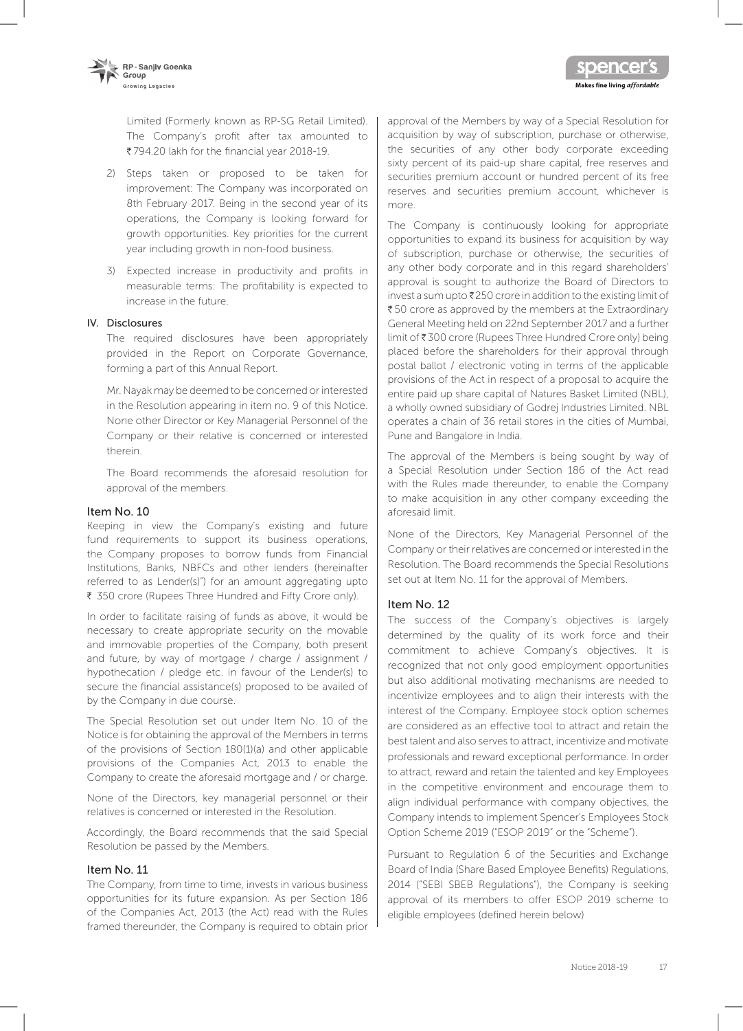Limited (Formerly known as RP-SG Retail Limited). The Company's profit after tax amounted to ₹ 794.20 lakh for the financial year 2018-19.

2) Steps taken or proposed to be taken for improvement: The Company was incorporated on 8th February 2017. Being in the second year of its operations, the Company is looking forward for growth opportunities. Key priorities for the current year including growth in non-food business.

3) Expected increase in productivity and profits in measurable terms: The profitability is expected to increase in the future.

IV. Disclosures

The required disclosures have been appropriately provided in the Report on Corporate Governance, forming a part of this Annual Report.

Mr. Nayak may be deemed to be concerned or interested in the Resolution appearing in item no. 9 of this Notice. None other Director or Key Managerial Personnel of the Company or their relative is concerned or interested therein.

The Board recommends the aforesaid resolution for approval of the members.

### Item No. 10

Keeping in view the Company's existing and future fund requirements to support its business operations, the Company proposes to borrow funds from Financial Institutions, Banks, NBFCs and other lenders (hereinafter referred to as Lender(s)") for an amount aggregating upto ₹ 350 crore (Rupees Three Hundred and Fifty Crore only).

In order to facilitate raising of funds as above, it would be necessary to create appropriate security on the movable and immovable properties of the Company, both present and future, by way of mortgage / charge / assignment / hypothecation / pledge etc. in favour of the Lender(s) to secure the financial assistance(s) proposed to be availed of by the Company in due course.

The Special Resolution set out under Item No. 10 of the Notice is for obtaining the approval of the Members in terms of the provisions of Section 180(1)(a) and other applicable provisions of the Companies Act, 2013 to enable the Company to create the aforesaid mortgage and / or charge.

None of the Directors, key managerial personnel or their relatives is concerned or interested in the Resolution.

Accordingly, the Board recommends that the said Special Resolution be passed by the Members.

### Item No. 11

The Company, from time to time, invests in various business opportunities for its future expansion. As per Section 186 of the Companies Act, 2013 (the Act) read with the Rules framed thereunder, the Company is required to obtain prior approval of the Members by way of a Special Resolution for acquisition by way of subscription, purchase or otherwise, the securities of any other body corporate exceeding sixty percent of its paid-up share capital, free reserves and securities premium account or hundred percent of its free reserves and securities premium account, whichever is more.

The Company is continuously looking for appropriate opportunities to expand its business for acquisition by way of subscription, purchase or otherwise, the securities of any other body corporate and in this regard shareholders' approval is sought to authorize the Board of Directors to invest a sum upto ₹ 250 crore in addition to the existing limit of ₹ 50 crore as approved by the members at the Extraordinary General Meeting held on 22nd September 2017 and a further limit of ₹ 300 crore (Rupees Three Hundred Crore only) being placed before the shareholders for their approval through postal ballot / electronic voting in terms of the applicable provisions of the Act in respect of a proposal to acquire the entire paid up share capital of Natures Basket Limited (NBL), a wholly owned subsidiary of Godrej Industries Limited. NBL operates a chain of 36 retail stores in the cities of Mumbai, Pune and Bangalore in India.

The approval of the Members is being sought by way of a Special Resolution under Section 186 of the Act read with the Rules made thereunder, to enable the Company to make acquisition in any other company exceeding the aforesaid limit.

None of the Directors, Key Managerial Personnel of the Company or their relatives are concerned or interested in the Resolution. The Board recommends the Special Resolutions set out at Item No. 11 for the approval of Members.

### Item No. 12

The success of the Company's objectives is largely determined by the quality of its work force and their commitment to achieve Company's objectives. It is recognized that not only good employment opportunities but also additional motivating mechanisms are needed to incentivize employees and to align their interests with the interest of the Company. Employee stock option schemes are considered as an effective tool to attract and retain the best talent and also serves to attract, incentivize and motivate professionals and reward exceptional performance. In order to attract, reward and retain the talented and key Employees in the competitive environment and encourage them to align individual performance with company objectives, the Company intends to implement Spencer's Employees Stock Option Scheme 2019 ("ESOP 2019" or the "Scheme").

Pursuant to Regulation 6 of the Securities and Exchange Board of India (Share Based Employee Benefits) Regulations, 2014 ("SEBI SBEB Regulations"), the Company is seeking approval of its members to offer ESOP 2019 scheme to eligible employees (defined herein below)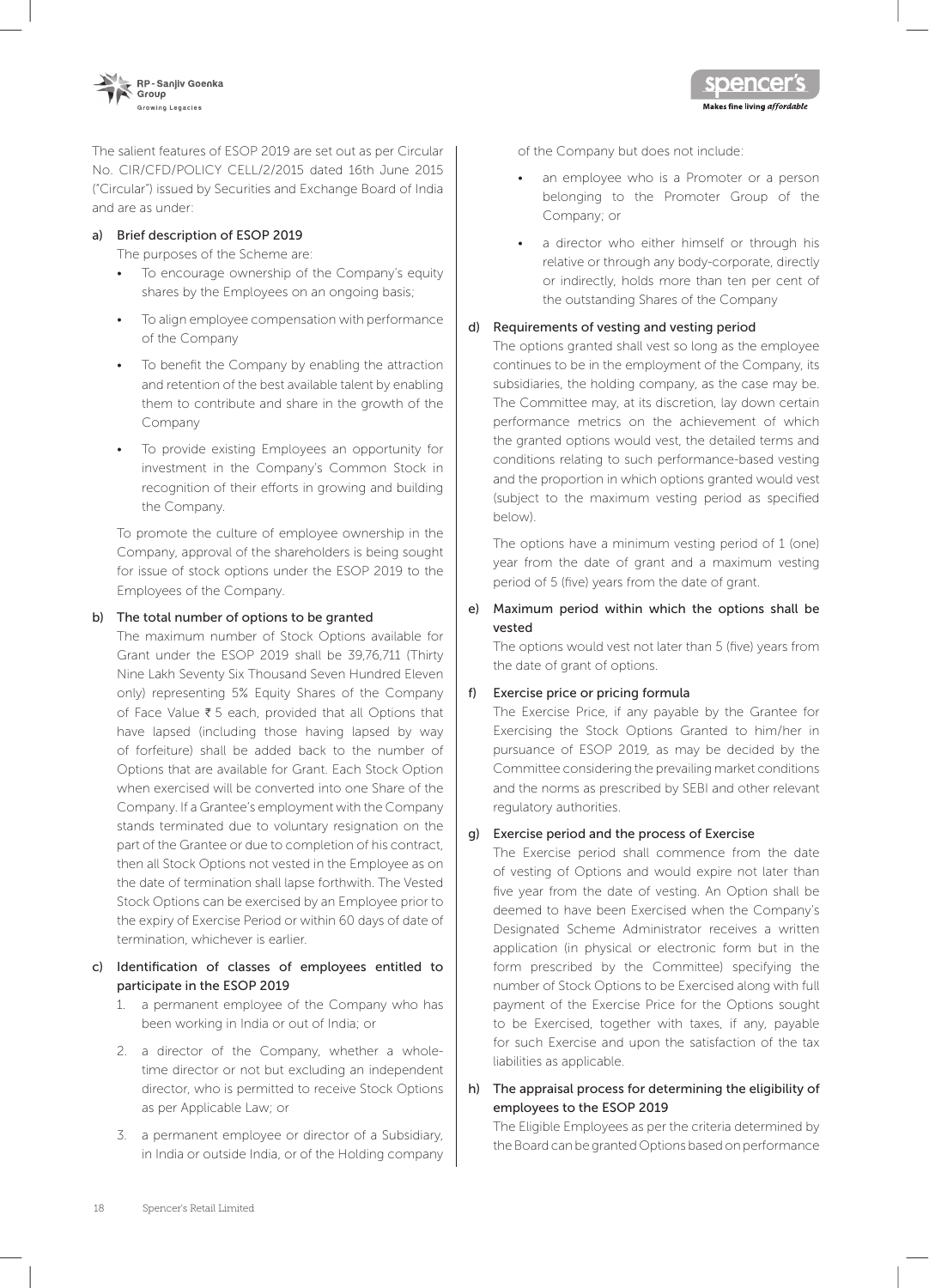The salient features of ESOP 2019 are set out as per Circular No. CIR/CFD/POLICY CELL/2/2015 dated 16th June 2015 ("Circular") issued by Securities and Exchange Board of India and are as under:

a) Brief description of ESOP 2019

The purposes of the Scheme are:

- To encourage ownership of the Company's equity shares by the Employees on an ongoing basis;
- To align employee compensation with performance of the Company
- To benefit the Company by enabling the attraction and retention of the best available talent by enabling them to contribute and share in the growth of the Company
- To provide existing Employees an opportunity for investment in the Company's Common Stock in recognition of their efforts in growing and building the Company.

To promote the culture of employee ownership in the Company, approval of the shareholders is being sought for issue of stock options under the ESOP 2019 to the Employees of the Company.

b) The total number of options to be granted

The maximum number of Stock Options available for Grant under the ESOP 2019 shall be 39,76,711 (Thirty Nine Lakh Seventy Six Thousand Seven Hundred Eleven only) representing 5% Equity Shares of the Company of Face Value ₹ 5 each, provided that all Options that have lapsed (including those having lapsed by way of forfeiture) shall be added back to the number of Options that are available for Grant. Each Stock Option when exercised will be converted into one Share of the Company. If a Grantee's employment with the Company stands terminated due to voluntary resignation on the part of the Grantee or due to completion of his contract, then all Stock Options not vested in the Employee as on the date of termination shall lapse forthwith. The Vested Stock Options can be exercised by an Employee prior to the expiry of Exercise Period or within 60 days of date of termination, whichever is earlier.

c) Identification of classes of employees entitled to participate in the ESOP 2019

1. a permanent employee of the Company who has been working in India or out of India; or
2. a director of the Company, whether a whole-time director or not but excluding an independent director, who is permitted to receive Stock Options as per Applicable Law; or
3. a permanent employee or director of a Subsidiary, in India or outside India, or of the Holding company of the Company but does not include:
   - an employee who is a Promoter or a person belonging to the Promoter Group of the Company; or
   - a director who either himself or through his relative or through any body-corporate, directly or indirectly, holds more than ten per cent of the outstanding Shares of the Company

d) Requirements of vesting and vesting period

The options granted shall vest so long as the employee continues to be in the employment of the Company, its subsidiaries, the holding company, as the case may be. The Committee may, at its discretion, lay down certain performance metrics on the achievement of which the granted options would vest, the detailed terms and conditions relating to such performance-based vesting and the proportion in which options granted would vest (subject to the maximum vesting period as specified below).

The options have a minimum vesting period of 1 (one) year from the date of grant and a maximum vesting period of 5 (five) years from the date of grant.

e) Maximum period within which the options shall be vested

The options would vest not later than 5 (five) years from the date of grant of options.

f) Exercise price or pricing formula

The Exercise Price, if any payable by the Grantee for Exercising the Stock Options Granted to him/her in pursuance of ESOP 2019, as may be decided by the Committee considering the prevailing market conditions and the norms as prescribed by SEBI and other relevant regulatory authorities.

g) Exercise period and the process of Exercise

The Exercise period shall commence from the date of vesting of Options and would expire not later than five year from the date of vesting. An Option shall be deemed to have been Exercised when the Company's Designated Scheme Administrator receives a written application (in physical or electronic form but in the form prescribed by the Committee) specifying the number of Stock Options to be Exercised along with full payment of the Exercise Price for the Options sought to be Exercised, together with taxes, if any, payable for such Exercise and upon the satisfaction of the tax liabilities as applicable.

h) The appraisal process for determining the eligibility of employees to the ESOP 2019

The Eligible Employees as per the criteria determined by the Board can be granted Options based on performance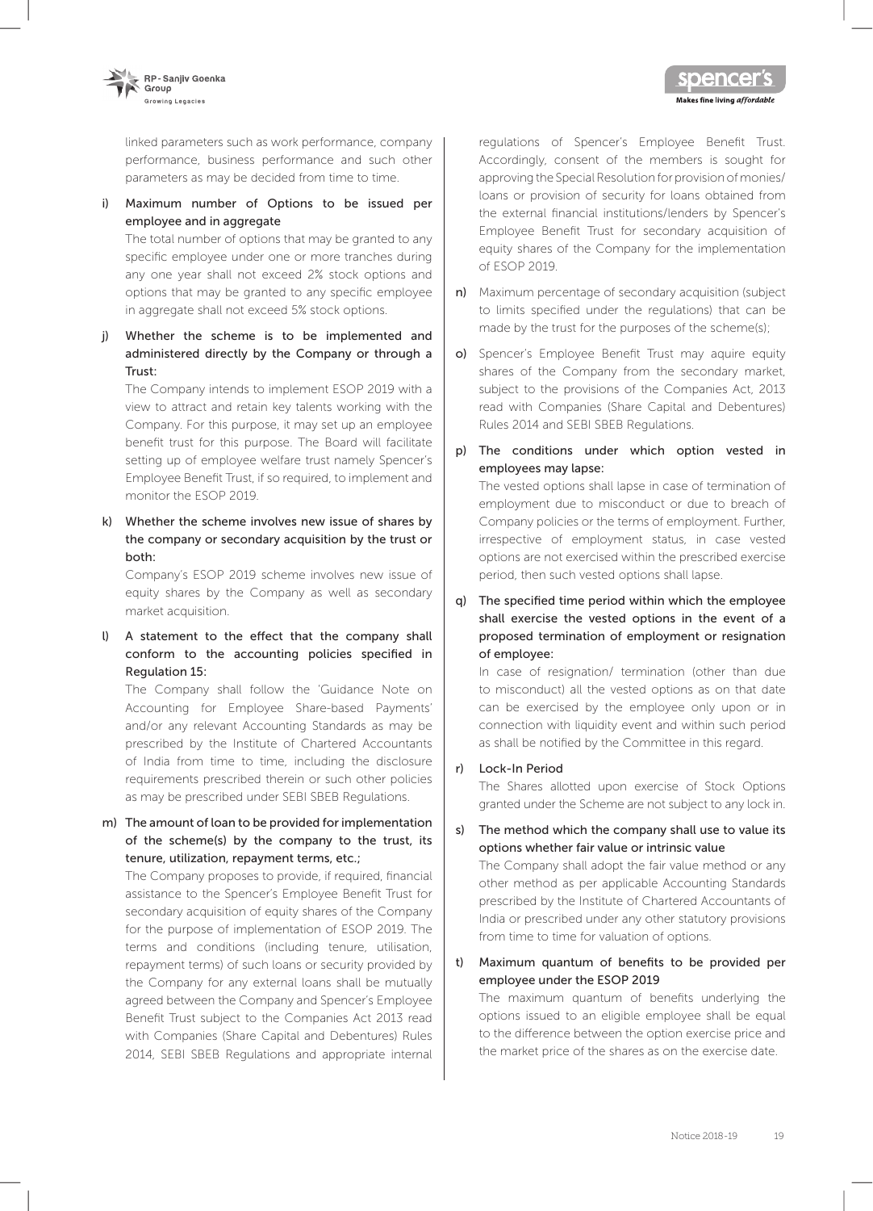linked parameters such as work performance, company performance, business performance and such other parameters as may be decided from time to time.

i) **Maximum number of Options to be issued per employee and in aggregate**

The total number of options that may be granted to any specific employee under one or more tranches during any one year shall not exceed 2% stock options and options that may be granted to any specific employee in aggregate shall not exceed 5% stock options.

j) **Whether the scheme is to be implemented and administered directly by the Company or through a Trust:**

The Company intends to implement ESOP 2019 with a view to attract and retain key talents working with the Company. For this purpose, it may set up an employee benefit trust for this purpose. The Board will facilitate setting up of employee welfare trust namely Spencer's Employee Benefit Trust, if so required, to implement and monitor the ESOP 2019.

k) **Whether the scheme involves new issue of shares by the company or secondary acquisition by the trust or both:**

Company's ESOP 2019 scheme involves new issue of equity shares by the Company as well as secondary market acquisition.

l) **A statement to the effect that the company shall conform to the accounting policies specified in Regulation 15:**

The Company shall follow the 'Guidance Note on Accounting for Employee Share-based Payments' and/or any relevant Accounting Standards as may be prescribed by the Institute of Chartered Accountants of India from time to time, including the disclosure requirements prescribed therein or such other policies as may be prescribed under SEBI SBEB Regulations.

m) **The amount of loan to be provided for implementation of the scheme(s) by the company to the trust, its tenure, utilization, repayment terms, etc.;**

The Company proposes to provide, if required, financial assistance to the Spencer's Employee Benefit Trust for secondary acquisition of equity shares of the Company for the purpose of implementation of ESOP 2019. The terms and conditions (including tenure, utilisation, repayment terms) of such loans or security provided by the Company for any external loans shall be mutually agreed between the Company and Spencer's Employee Benefit Trust subject to the Companies Act 2013 read with Companies (Share Capital and Debentures) Rules 2014, SEBI SBEB Regulations and appropriate internal regulations of Spencer's Employee Benefit Trust. Accordingly, consent of the members is sought for approving the Special Resolution for provision of monies/ loans or provision of security for loans obtained from the external financial institutions/lenders by Spencer's Employee Benefit Trust for secondary acquisition of equity shares of the Company for the implementation of ESOP 2019.

n) Maximum percentage of secondary acquisition (subject to limits specified under the regulations) that can be made by the trust for the purposes of the scheme(s);

o) Spencer's Employee Benefit Trust may aquire equity shares of the Company from the secondary market, subject to the provisions of the Companies Act, 2013 read with Companies (Share Capital and Debentures) Rules 2014 and SEBI SBEB Regulations.

p) **The conditions under which option vested in employees may lapse:**

The vested options shall lapse in case of termination of employment due to misconduct or due to breach of Company policies or the terms of employment. Further, irrespective of employment status, in case vested options are not exercised within the prescribed exercise period, then such vested options shall lapse.

q) **The specified time period within which the employee shall exercise the vested options in the event of a proposed termination of employment or resignation of employee:**

In case of resignation/ termination (other than due to misconduct) all the vested options as on that date can be exercised by the employee only upon or in connection with liquidity event and within such period as shall be notified by the Committee in this regard.

r) **Lock-In Period**

The Shares allotted upon exercise of Stock Options granted under the Scheme are not subject to any lock in.

s) **The method which the company shall use to value its options whether fair value or intrinsic value**

The Company shall adopt the fair value method or any other method as per applicable Accounting Standards prescribed by the Institute of Chartered Accountants of India or prescribed under any other statutory provisions from time to time for valuation of options.

t) **Maximum quantum of benefits to be provided per employee under the ESOP 2019**

The maximum quantum of benefits underlying the options issued to an eligible employee shall be equal to the difference between the option exercise price and the market price of the shares as on the exercise date.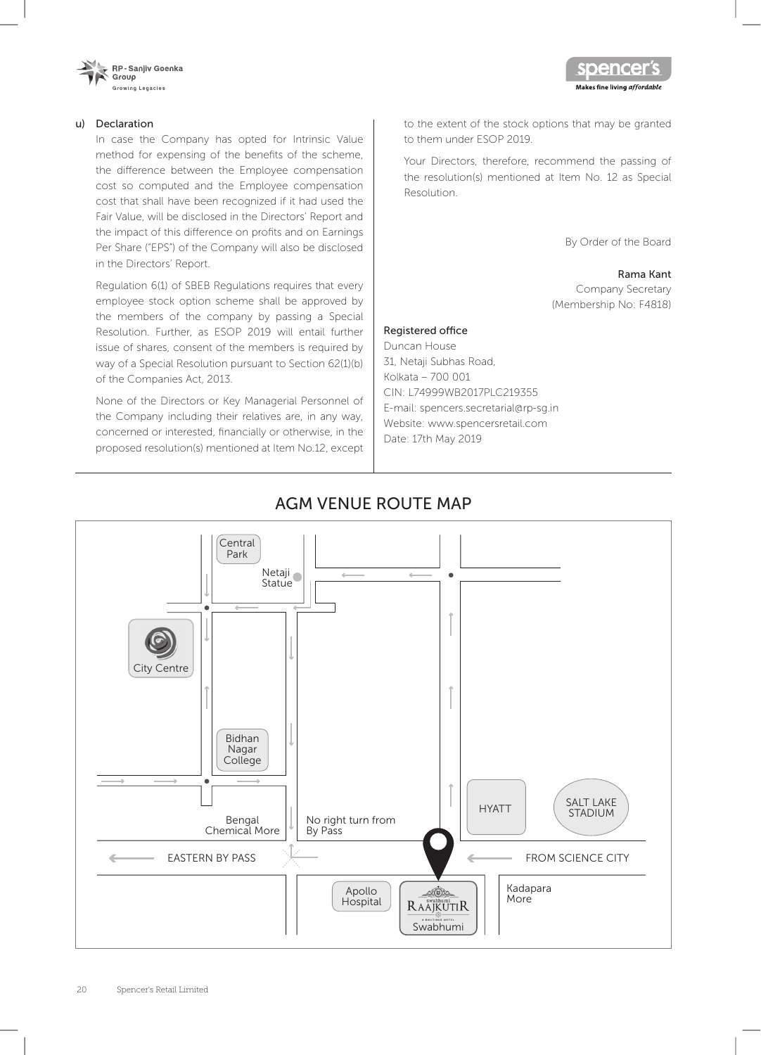u) Declaration

In case the Company has opted for Intrinsic Value method for expensing of the benefits of the scheme, the difference between the Employee compensation cost so computed and the Employee compensation cost that shall have been recognized if it had used the Fair Value, will be disclosed in the Directors' Report and the impact of this difference on profits and on Earnings Per Share ("EPS") of the Company will also be disclosed in the Directors' Report.

Regulation 6(1) of SBEB Regulations requires that every employee stock option scheme shall be approved by the members of the company by passing a Special Resolution. Further, as ESOP 2019 will entail further issue of shares, consent of the members is required by way of a Special Resolution pursuant to Section 62(1)(b) of the Companies Act, 2013.

None of the Directors or Key Managerial Personnel of the Company including their relatives are, in any way, concerned or interested, financially or otherwise, in the proposed resolution(s) mentioned at Item No.12, except to the extent of the stock options that may be granted to them under ESOP 2019.

Your Directors, therefore, recommend the passing of the resolution(s) mentioned at Item No. 12 as Special Resolution.

By Order of the Board

**Rama Kant**
Company Secretary
(Membership No: F4818)

Registered office
Duncan House
31, Netaji Subhas Road,
Kolkata – 700 001
CIN: L74999WB2017PLC219355
E-mail: spencers.secretarial@rp-sg.in
Website: www.spencersretail.com
Date: 17th May 2019

## AGM VENUE ROUTE MAP

Central Park, Netaji Statue, City Centre, Bidhan Nagar College, Bengal Chemical More, No right turn from By Pass, HYATT, SALT LAKE STADIUM, EASTERN BY PASS, FROM SCIENCE CITY, Apollo Hospital, Swabhumi RAAJKUTIR Swabhumi, Kadapara More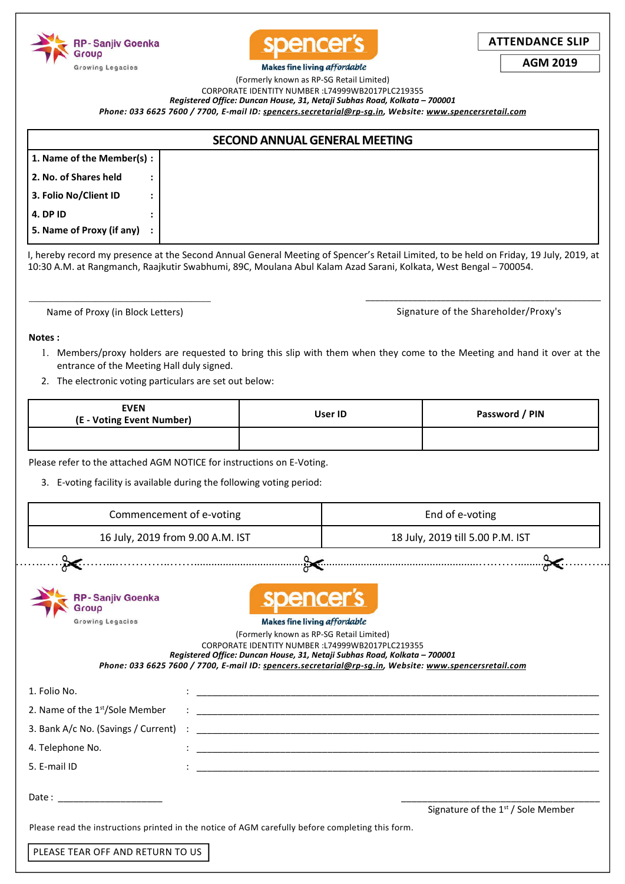RP - Sanjiv Goenka Group
Growing Legacies

spencer's
Makes fine living *affordable*

**ATTENDANCE SLIP**

**AGM 2019**

(Formerly known as RP-SG Retail Limited)
CORPORATE IDENTITY NUMBER :L74999WB2017PLC219355
***Registered Office: Duncan House, 31, Netaji Subhas Road, Kolkata – 700001***
***Phone: 033 6625 7600 / 7700, E-mail ID: spencers.secretarial@rp-sg.in, Website: www.spencersretail.com***

## SECOND ANNUAL GENERAL MEETING

| | |
|---|---|
| **1. Name of the Member(s) :** | |
| **2. No. of Shares held :** | |
| **3. Folio No/Client ID :** | |
| **4. DP ID :** | |
| **5. Name of Proxy (if any) :** | |

I, hereby record my presence at the Second Annual General Meeting of Spencer's Retail Limited, to be held on Friday, 19 July, 2019, at 10:30 A.M. at Rangmanch, Raajkutir Swabhumi, 89C, Moulana Abul Kalam Azad Sarani, Kolkata, West Bengal – 700054.

______________________________
Name of Proxy (in Block Letters)

______________________________
Signature of the Shareholder/Proxy's

**Notes :**

1. Members/proxy holders are requested to bring this slip with them when they come to the Meeting and hand it over at the entrance of the Meeting Hall duly signed.
2. The electronic voting particulars are set out below:

| EVEN (E - Voting Event Number) | User ID | Password / PIN |
|---|---|---|
| | | |

Please refer to the attached AGM NOTICE for instructions on E-Voting.

3. E-voting facility is available during the following voting period:

| Commencement of e-voting | End of e-voting |
|---|---|
| 16 July, 2019 from 9.00 A.M. IST | 18 July, 2019 till 5.00 P.M. IST |

---

RP - Sanjiv Goenka Group
Growing Legacies

spencer's
Makes fine living *affordable*

(Formerly known as RP-SG Retail Limited)
CORPORATE IDENTITY NUMBER :L74999WB2017PLC219355
***Registered Office: Duncan House, 31, Netaji Subhas Road, Kolkata – 700001***
***Phone: 033 6625 7600 / 7700, E-mail ID: spencers.secretarial@rp-sg.in, Website: www.spencersretail.com***

1. Folio No. : ______________________________
2. Name of the 1st/Sole Member : ______________________________
3. Bank A/c No. (Savings / Current) : ______________________________
4. Telephone No. : ______________________________
5. E-mail ID : ______________________________

Date : ____________________

______________________________
Signature of the 1st / Sole Member

Please read the instructions printed in the notice of AGM carefully before completing this form.

PLEASE TEAR OFF AND RETURN TO US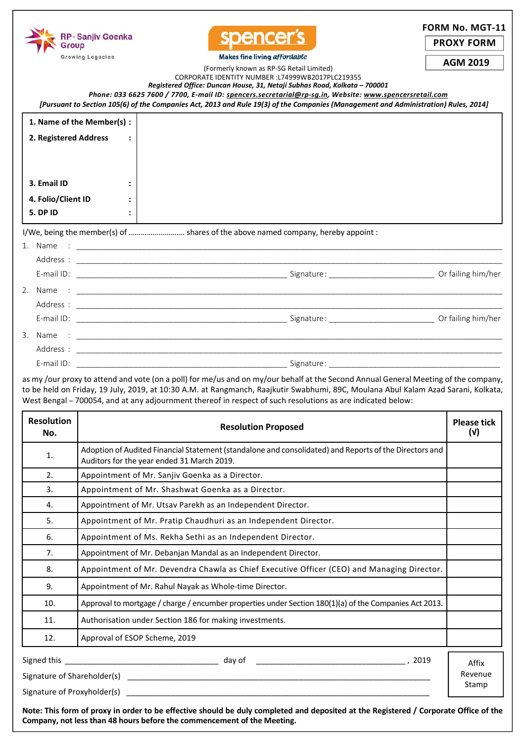RP-Sanjiv Goenka Group
Growing Legacies

spencer's
Makes fine living affordable

**FORM No. MGT-11**

**PROXY FORM**

**AGM 2019**

(Formerly known as RP-SG Retail Limited)
CORPORATE IDENTITY NUMBER :L74999WB2017PLC219355
*Registered Office: Duncan House, 31, Netaji Subhas Road, Kolkata – 700001*
***Phone: 033 6625 7600 / 7700, E-mail ID: spencers.secretarial@rp-sg.in, Website: www.spencersretail.com***
***[Pursuant to Section 105(6) of the Companies Act, 2013 and Rule 19(3) of the Companies (Management and Administration) Rules, 2014]***

| | |
|---|---|
| **1. Name of the Member(s) :** | |
| **2. Registered Address :** | |
| **3. Email ID :** | |
| **4. Folio/Client ID :** | |
| **5. DP ID :** | |

I/We, being the member(s) of ……………………… shares of the above named company, hereby appoint :

1. Name : ______________________________________________
   Address : ______________________________________________
   E-mail ID: ______________________ Signature : ______________ Or failing him/her
2. Name : ______________________________________________
   Address : ______________________________________________
   E-mail ID: ______________________ Signature : ______________ Or failing him/her
3. Name : ______________________________________________
   Address : ______________________________________________
   E-mail ID: ______________________ Signature : ______________

as my /our proxy to attend and vote (on a poll) for me/us and on my/our behalf at the Second Annual General Meeting of the company, to be held on Friday, 19 July, 2019, at 10:30 A.M. at Rangmanch, Raajkutir Swabhumi, 89C, Moulana Abul Kalam Azad Sarani, Kolkata, West Bengal – 700054, and at any adjournment thereof in respect of such resolutions as are indicated below:

| Resolution No. | Resolution Proposed | Please tick (√) |
|---|---|---|
| 1. | Adoption of Audited Financial Statement (standalone and consolidated) and Reports of the Directors and Auditors for the year ended 31 March 2019. | |
| 2. | Appointment of Mr. Sanjiv Goenka as a Director. | |
| 3. | Appointment of Mr. Shashwat Goenka as a Director. | |
| 4. | Appointment of Mr. Utsav Parekh as an Independent Director. | |
| 5. | Appointment of Mr. Pratip Chaudhuri as an Independent Director. | |
| 6. | Appointment of Ms. Rekha Sethi as an Independent Director. | |
| 7. | Appointment of Mr. Debanjan Mandal as an Independent Director. | |
| 8. | Appointment of Mr. Devendra Chawla as Chief Executive Officer (CEO) and Managing Director. | |
| 9. | Appointment of Mr. Rahul Nayak as Whole-time Director. | |
| 10. | Approval to mortgage / charge / encumber properties under Section 180(1)(a) of the Companies Act 2013. | |
| 11. | Authorisation under Section 186 for making investments. | |
| 12. | Approval of ESOP Scheme, 2019 | |

Signed this ______________________ day of ______________________ , 2019

Signature of Shareholder(s) ______________________________________________

Signature of Proxyholder(s) ______________________________________________

Affix Revenue Stamp

**Note: This form of proxy in order to be effective should be duly completed and deposited at the Registered / Corporate Office of the Company, not less than 48 hours before the commencement of the Meeting.**